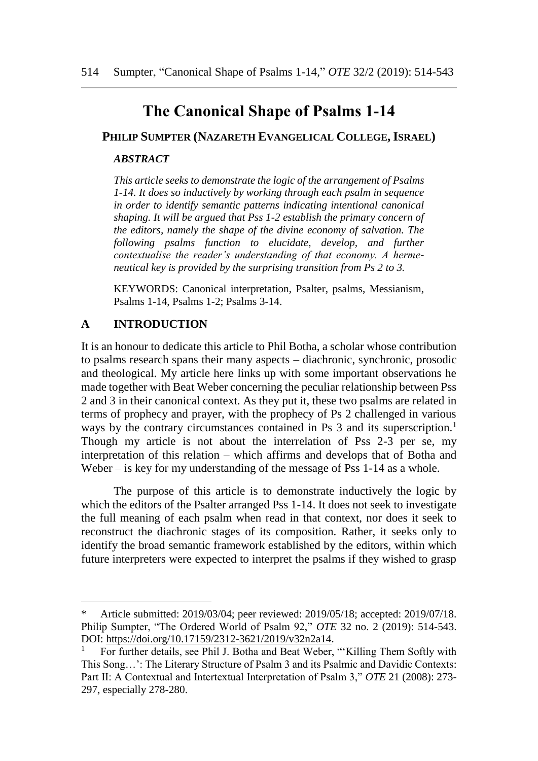# The Canonical Shape of Psalms 1-14

**PHILIP SUMPTER (NAZARETH EVANGELICAL COLLEGE, ISRAEL)**

***ABSTRACT***

*This article seeks to demonstrate the logic of the arrangement of Psalms 1-14. It does so inductively by working through each psalm in sequence in order to identify semantic patterns indicating intentional canonical shaping. It will be argued that Pss 1-2 establish the primary concern of the editors, namely the shape of the divine economy of salvation. The following psalms function to elucidate, develop, and further contextualise the reader's understanding of that economy. A hermeneutical key is provided by the surprising transition from Ps 2 to 3.*

KEYWORDS: Canonical interpretation, Psalter, psalms, Messianism, Psalms 1-14, Psalms 1-2; Psalms 3-14.

## A INTRODUCTION

It is an honour to dedicate this article to Phil Botha, a scholar whose contribution to psalms research spans their many aspects – diachronic, synchronic, prosodic and theological. My article here links up with some important observations he made together with Beat Weber concerning the peculiar relationship between Pss 2 and 3 in their canonical context. As they put it, these two psalms are related in terms of prophecy and prayer, with the prophecy of Ps 2 challenged in various ways by the contrary circumstances contained in Ps 3 and its superscription.[1] Though my article is not about the interrelation of Pss 2-3 per se, my interpretation of this relation – which affirms and develops that of Botha and Weber – is key for my understanding of the message of Pss 1-14 as a whole.

The purpose of this article is to demonstrate inductively the logic by which the editors of the Psalter arranged Pss 1-14. It does not seek to investigate the full meaning of each psalm when read in that context, nor does it seek to reconstruct the diachronic stages of its composition. Rather, it seeks only to identify the broad semantic framework established by the editors, within which future interpreters were expected to interpret the psalms if they wished to grasp

---

\* Article submitted: 2019/03/04; peer reviewed: 2019/05/18; accepted: 2019/07/18. Philip Sumpter, "The Ordered World of Psalm 92," *OTE* 32 no. 2 (2019): 514-543. DOI: https://doi.org/10.17159/2312-3621/2019/v32n2a14.

[1] For further details, see Phil J. Botha and Beat Weber, "'Killing Them Softly with This Song…': The Literary Structure of Psalm 3 and its Psalmic and Davidic Contexts: Part II: A Contextual and Intertextual Interpretation of Psalm 3," *OTE* 21 (2008): 273-297, especially 278-280.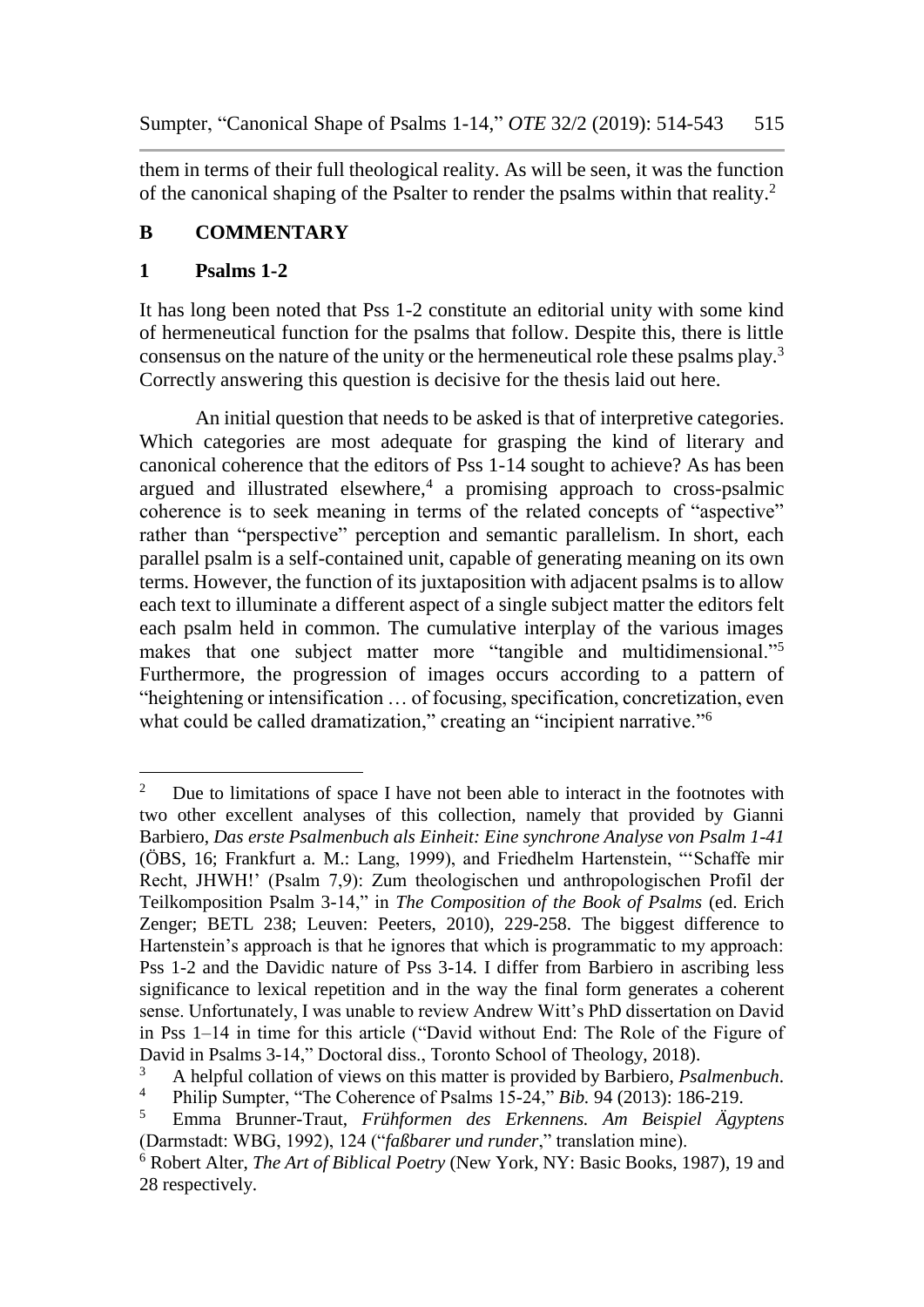them in terms of their full theological reality. As will be seen, it was the function of the canonical shaping of the Psalter to render the psalms within that reality.[2]

## B COMMENTARY

### 1 Psalms 1-2

It has long been noted that Pss 1-2 constitute an editorial unity with some kind of hermeneutical function for the psalms that follow. Despite this, there is little consensus on the nature of the unity or the hermeneutical role these psalms play.[3] Correctly answering this question is decisive for the thesis laid out here.

An initial question that needs to be asked is that of interpretive categories. Which categories are most adequate for grasping the kind of literary and canonical coherence that the editors of Pss 1-14 sought to achieve? As has been argued and illustrated elsewhere,[4] a promising approach to cross-psalmic coherence is to seek meaning in terms of the related concepts of "aspective" rather than "perspective" perception and semantic parallelism. In short, each parallel psalm is a self-contained unit, capable of generating meaning on its own terms. However, the function of its juxtaposition with adjacent psalms is to allow each text to illuminate a different aspect of a single subject matter the editors felt each psalm held in common. The cumulative interplay of the various images makes that one subject matter more "tangible and multidimensional."[5] Furthermore, the progression of images occurs according to a pattern of "heightening or intensification … of focusing, specification, concretization, even what could be called dramatization," creating an "incipient narrative."[6]

---

[2] Due to limitations of space I have not been able to interact in the footnotes with two other excellent analyses of this collection, namely that provided by Gianni Barbiero, *Das erste Psalmenbuch als Einheit: Eine synchrone Analyse von Psalm 1-41* (ÖBS, 16; Frankfurt a. M.: Lang, 1999), and Friedhelm Hartenstein, "'Schaffe mir Recht, JHWH!' (Psalm 7,9): Zum theologischen und anthropologischen Profil der Teilkomposition Psalm 3-14," in *The Composition of the Book of Psalms* (ed. Erich Zenger; BETL 238; Leuven: Peeters, 2010), 229-258. The biggest difference to Hartenstein's approach is that he ignores that which is programmatic to my approach: Pss 1-2 and the Davidic nature of Pss 3-14. I differ from Barbiero in ascribing less significance to lexical repetition and in the way the final form generates a coherent sense. Unfortunately, I was unable to review Andrew Witt's PhD dissertation on David in Pss 1–14 in time for this article ("David without End: The Role of the Figure of David in Psalms 3-14," Doctoral diss., Toronto School of Theology, 2018).

[3] A helpful collation of views on this matter is provided by Barbiero, *Psalmenbuch*.

[4] Philip Sumpter, "The Coherence of Psalms 15-24," *Bib.* 94 (2013): 186-219.

[5] Emma Brunner-Traut, *Frühformen des Erkennens. Am Beispiel Ägyptens* (Darmstadt: WBG, 1992), 124 ("*faßbarer und runder*," translation mine).

[6] Robert Alter, *The Art of Biblical Poetry* (New York, NY: Basic Books, 1987), 19 and 28 respectively.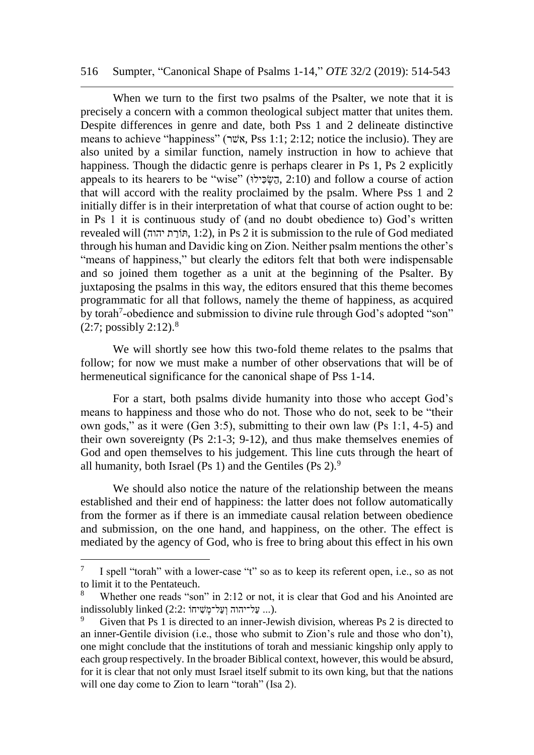When we turn to the first two psalms of the Psalter, we note that it is precisely a concern with a common theological subject matter that unites them. Despite differences in genre and date, both Pss 1 and 2 delineate distinctive means to achieve "happiness" (אשׁר, Pss 1:1; 2:12; notice the inclusio). They are also united by a similar function, namely instruction in how to achieve that happiness. Though the didactic genre is perhaps clearer in Ps 1, Ps 2 explicitly appeals to its hearers to be "wise" (הַשְׂכִּילוּ, 2:10) and follow a course of action that will accord with the reality proclaimed by the psalm. Where Pss 1 and 2 initially differ is in their interpretation of what that course of action ought to be: in Ps 1 it is continuous study of (and no doubt obedience to) God's written revealed will (תּוֹרַת יהוה, 1:2), in Ps 2 it is submission to the rule of God mediated through his human and Davidic king on Zion. Neither psalm mentions the other's "means of happiness," but clearly the editors felt that both were indispensable and so joined them together as a unit at the beginning of the Psalter. By juxtaposing the psalms in this way, the editors ensured that this theme becomes programmatic for all that follows, namely the theme of happiness, as acquired by torah[7]-obedience and submission to divine rule through God's adopted "son" (2:7; possibly 2:12).[8]

We will shortly see how this two-fold theme relates to the psalms that follow; for now we must make a number of other observations that will be of hermeneutical significance for the canonical shape of Pss 1-14.

For a start, both psalms divide humanity into those who accept God's means to happiness and those who do not. Those who do not, seek to be "their own gods," as it were (Gen 3:5), submitting to their own law (Ps 1:1, 4-5) and their own sovereignty (Ps 2:1-3; 9-12), and thus make themselves enemies of God and open themselves to his judgement. This line cuts through the heart of all humanity, both Israel (Ps 1) and the Gentiles (Ps 2).[9]

We should also notice the nature of the relationship between the means established and their end of happiness: the latter does not follow automatically from the former as if there is an immediate causal relation between obedience and submission, on the one hand, and happiness, on the other. The effect is mediated by the agency of God, who is free to bring about this effect in his own

---

[7] I spell "torah" with a lower-case "t" so as to keep its referent open, i.e., so as not to limit it to the Pentateuch.

[8] Whether one reads "son" in 2:12 or not, it is clear that God and his Anointed are indissolubly linked (2:2: עַל־יהוה וְעַל־מְשִׁיחוֹ ...).

[9] Given that Ps 1 is directed to an inner-Jewish division, whereas Ps 2 is directed to an inner-Gentile division (i.e., those who submit to Zion's rule and those who don't), one might conclude that the institutions of torah and messianic kingship only apply to each group respectively. In the broader Biblical context, however, this would be absurd, for it is clear that not only must Israel itself submit to its own king, but that the nations will one day come to Zion to learn "torah" (Isa 2).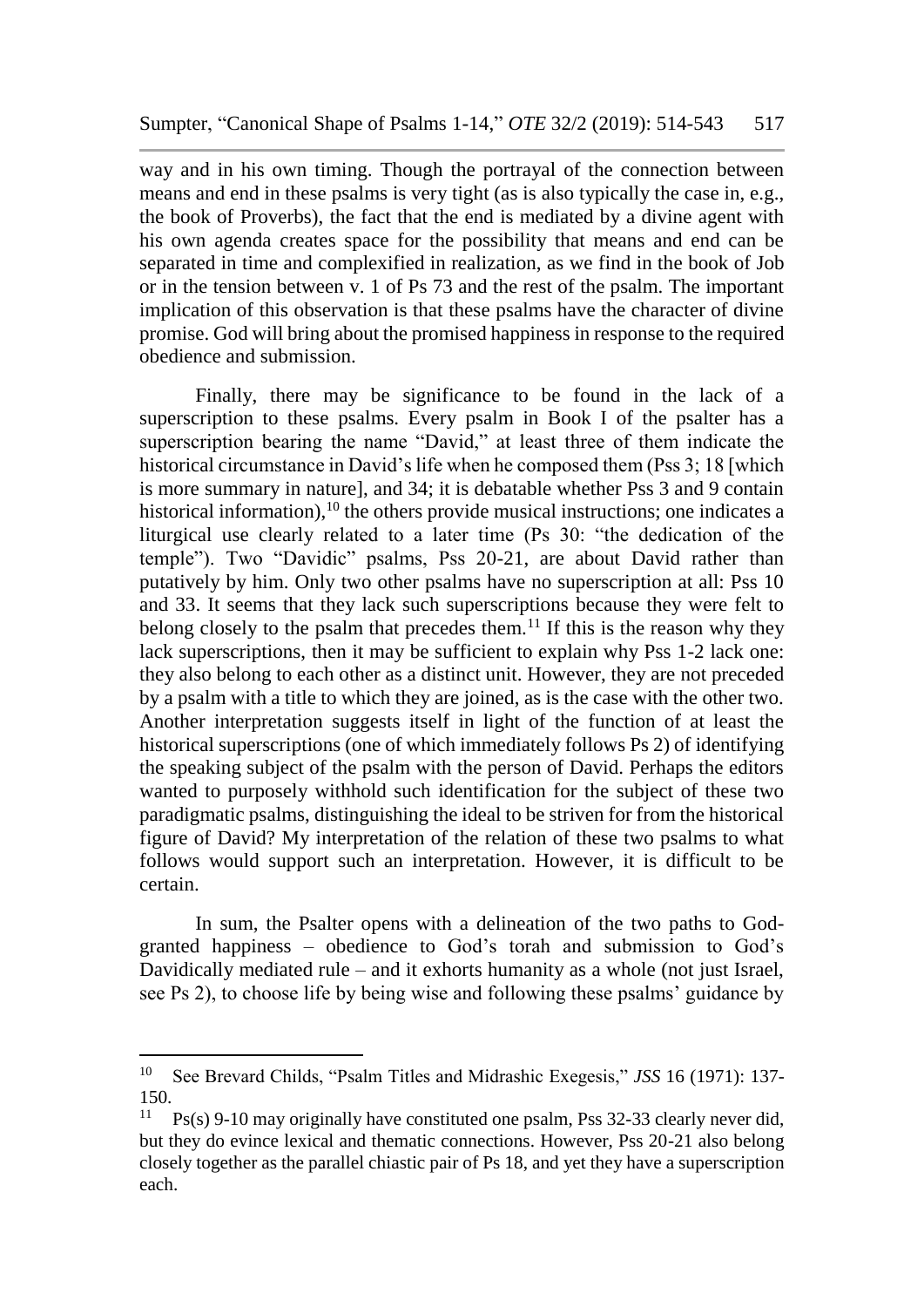way and in his own timing. Though the portrayal of the connection between means and end in these psalms is very tight (as is also typically the case in, e.g., the book of Proverbs), the fact that the end is mediated by a divine agent with his own agenda creates space for the possibility that means and end can be separated in time and complexified in realization, as we find in the book of Job or in the tension between v. 1 of Ps 73 and the rest of the psalm. The important implication of this observation is that these psalms have the character of divine promise. God will bring about the promised happiness in response to the required obedience and submission.

Finally, there may be significance to be found in the lack of a superscription to these psalms. Every psalm in Book I of the psalter has a superscription bearing the name "David," at least three of them indicate the historical circumstance in David's life when he composed them (Pss 3; 18 [which is more summary in nature], and 34; it is debatable whether Pss 3 and 9 contain historical information),[10] the others provide musical instructions; one indicates a liturgical use clearly related to a later time (Ps 30: "the dedication of the temple"). Two "Davidic" psalms, Pss 20-21, are about David rather than putatively by him. Only two other psalms have no superscription at all: Pss 10 and 33. It seems that they lack such superscriptions because they were felt to belong closely to the psalm that precedes them.[11] If this is the reason why they lack superscriptions, then it may be sufficient to explain why Pss 1-2 lack one: they also belong to each other as a distinct unit. However, they are not preceded by a psalm with a title to which they are joined, as is the case with the other two. Another interpretation suggests itself in light of the function of at least the historical superscriptions (one of which immediately follows Ps 2) of identifying the speaking subject of the psalm with the person of David. Perhaps the editors wanted to purposely withhold such identification for the subject of these two paradigmatic psalms, distinguishing the ideal to be striven for from the historical figure of David? My interpretation of the relation of these two psalms to what follows would support such an interpretation. However, it is difficult to be certain.

In sum, the Psalter opens with a delineation of the two paths to God-granted happiness – obedience to God's torah and submission to God's Davidically mediated rule – and it exhorts humanity as a whole (not just Israel, see Ps 2), to choose life by being wise and following these psalms' guidance by

---

[10] See Brevard Childs, "Psalm Titles and Midrashic Exegesis," *JSS* 16 (1971): 137-150.

[11] Ps(s) 9-10 may originally have constituted one psalm, Pss 32-33 clearly never did, but they do evince lexical and thematic connections. However, Pss 20-21 also belong closely together as the parallel chiastic pair of Ps 18, and yet they have a superscription each.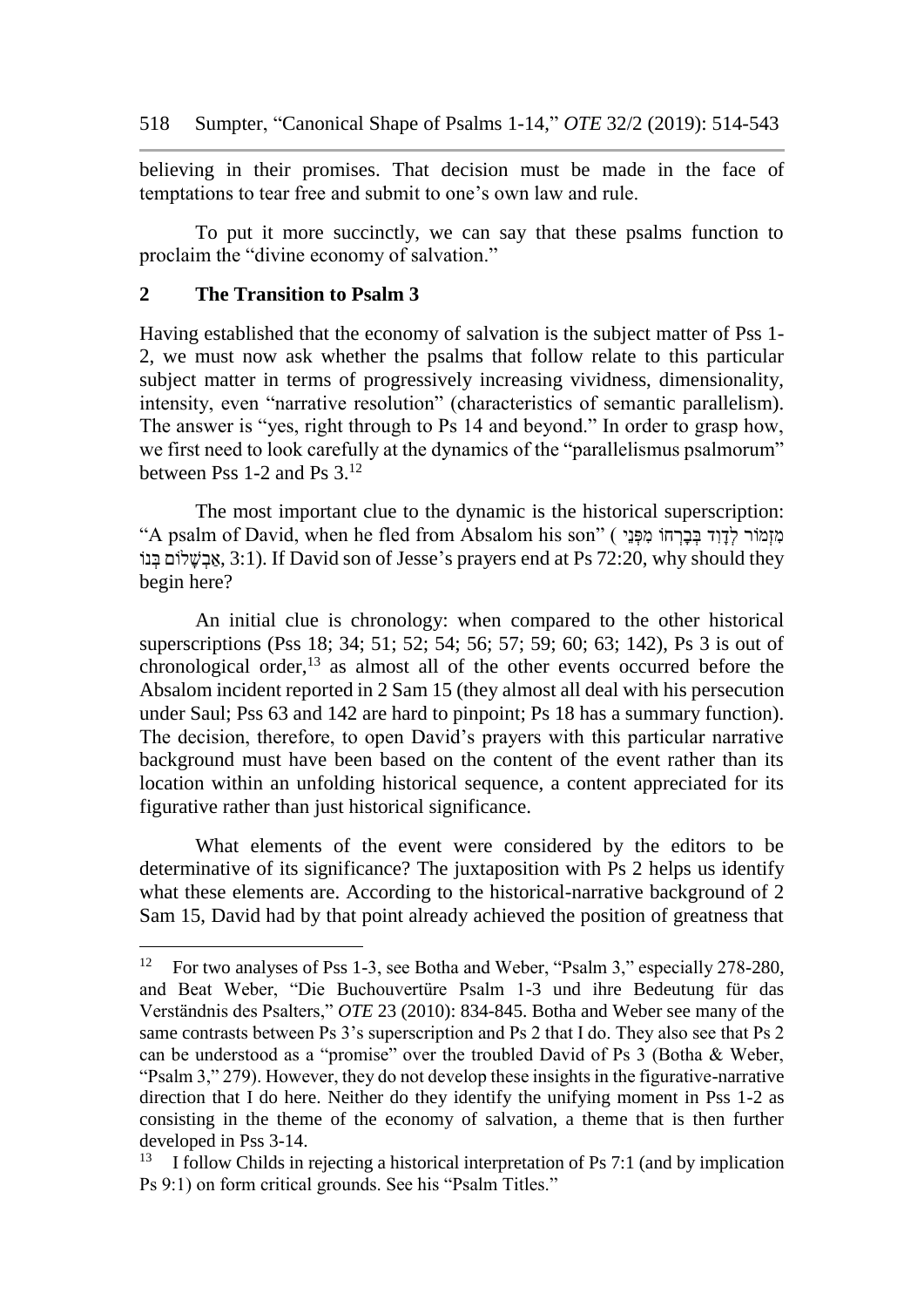believing in their promises. That decision must be made in the face of temptations to tear free and submit to one's own law and rule.

To put it more succinctly, we can say that these psalms function to proclaim the "divine economy of salvation."

## 2 The Transition to Psalm 3

Having established that the economy of salvation is the subject matter of Pss 1-2, we must now ask whether the psalms that follow relate to this particular subject matter in terms of progressively increasing vividness, dimensionality, intensity, even "narrative resolution" (characteristics of semantic parallelism). The answer is "yes, right through to Ps 14 and beyond." In order to grasp how, we first need to look carefully at the dynamics of the "parallelismus psalmorum" between Pss 1-2 and Ps 3.[12]

The most important clue to the dynamic is the historical superscription: "A psalm of David, when he fled from Absalom his son" (מִזְמוֹר לְדָוִד בְּבָרְחוֹ מִפְּנֵי אַבְשָׁלוֹם בְּנוֹ, 3:1). If David son of Jesse's prayers end at Ps 72:20, why should they begin here?

An initial clue is chronology: when compared to the other historical superscriptions (Pss 18; 34; 51; 52; 54; 56; 57; 59; 60; 63; 142), Ps 3 is out of chronological order,[13] as almost all of the other events occurred before the Absalom incident reported in 2 Sam 15 (they almost all deal with his persecution under Saul; Pss 63 and 142 are hard to pinpoint; Ps 18 has a summary function). The decision, therefore, to open David's prayers with this particular narrative background must have been based on the content of the event rather than its location within an unfolding historical sequence, a content appreciated for its figurative rather than just historical significance.

What elements of the event were considered by the editors to be determinative of its significance? The juxtaposition with Ps 2 helps us identify what these elements are. According to the historical-narrative background of 2 Sam 15, David had by that point already achieved the position of greatness that

---

[12] For two analyses of Pss 1-3, see Botha and Weber, "Psalm 3," especially 278-280, and Beat Weber, "Die Buchouvertüre Psalm 1-3 und ihre Bedeutung für das Verständnis des Psalters," *OTE* 23 (2010): 834-845. Botha and Weber see many of the same contrasts between Ps 3's superscription and Ps 2 that I do. They also see that Ps 2 can be understood as a "promise" over the troubled David of Ps 3 (Botha & Weber, "Psalm 3," 279). However, they do not develop these insights in the figurative-narrative direction that I do here. Neither do they identify the unifying moment in Pss 1-2 as consisting in the theme of the economy of salvation, a theme that is then further developed in Pss 3-14.

[13] I follow Childs in rejecting a historical interpretation of Ps 7:1 (and by implication Ps 9:1) on form critical grounds. See his "Psalm Titles."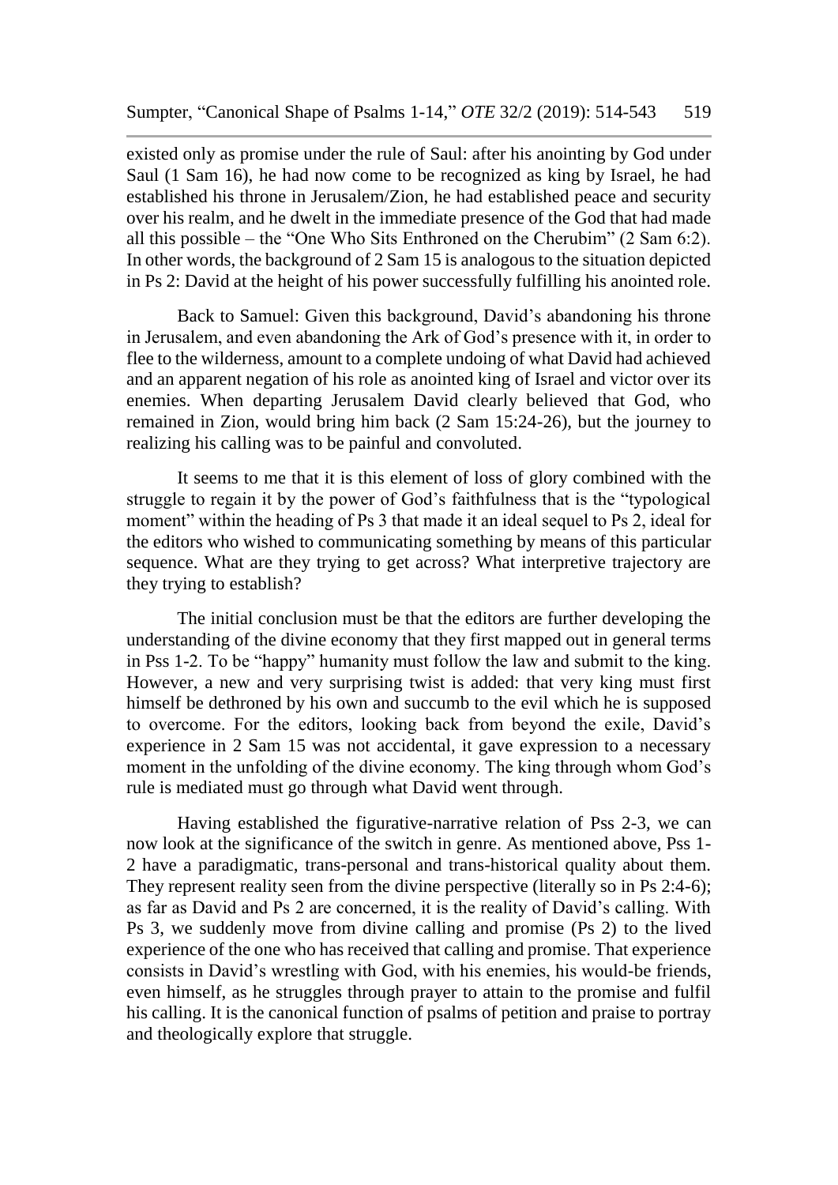existed only as promise under the rule of Saul: after his anointing by God under Saul (1 Sam 16), he had now come to be recognized as king by Israel, he had established his throne in Jerusalem/Zion, he had established peace and security over his realm, and he dwelt in the immediate presence of the God that had made all this possible – the "One Who Sits Enthroned on the Cherubim" (2 Sam 6:2). In other words, the background of 2 Sam 15 is analogous to the situation depicted in Ps 2: David at the height of his power successfully fulfilling his anointed role.

Back to Samuel: Given this background, David's abandoning his throne in Jerusalem, and even abandoning the Ark of God's presence with it, in order to flee to the wilderness, amount to a complete undoing of what David had achieved and an apparent negation of his role as anointed king of Israel and victor over its enemies. When departing Jerusalem David clearly believed that God, who remained in Zion, would bring him back (2 Sam 15:24-26), but the journey to realizing his calling was to be painful and convoluted.

It seems to me that it is this element of loss of glory combined with the struggle to regain it by the power of God's faithfulness that is the "typological moment" within the heading of Ps 3 that made it an ideal sequel to Ps 2, ideal for the editors who wished to communicating something by means of this particular sequence. What are they trying to get across? What interpretive trajectory are they trying to establish?

The initial conclusion must be that the editors are further developing the understanding of the divine economy that they first mapped out in general terms in Pss 1-2. To be "happy" humanity must follow the law and submit to the king. However, a new and very surprising twist is added: that very king must first himself be dethroned by his own and succumb to the evil which he is supposed to overcome. For the editors, looking back from beyond the exile, David's experience in 2 Sam 15 was not accidental, it gave expression to a necessary moment in the unfolding of the divine economy. The king through whom God's rule is mediated must go through what David went through.

Having established the figurative-narrative relation of Pss 2-3, we can now look at the significance of the switch in genre. As mentioned above, Pss 1-2 have a paradigmatic, trans-personal and trans-historical quality about them. They represent reality seen from the divine perspective (literally so in Ps 2:4-6); as far as David and Ps 2 are concerned, it is the reality of David's calling. With Ps 3, we suddenly move from divine calling and promise (Ps 2) to the lived experience of the one who has received that calling and promise. That experience consists in David's wrestling with God, with his enemies, his would-be friends, even himself, as he struggles through prayer to attain to the promise and fulfil his calling. It is the canonical function of psalms of petition and praise to portray and theologically explore that struggle.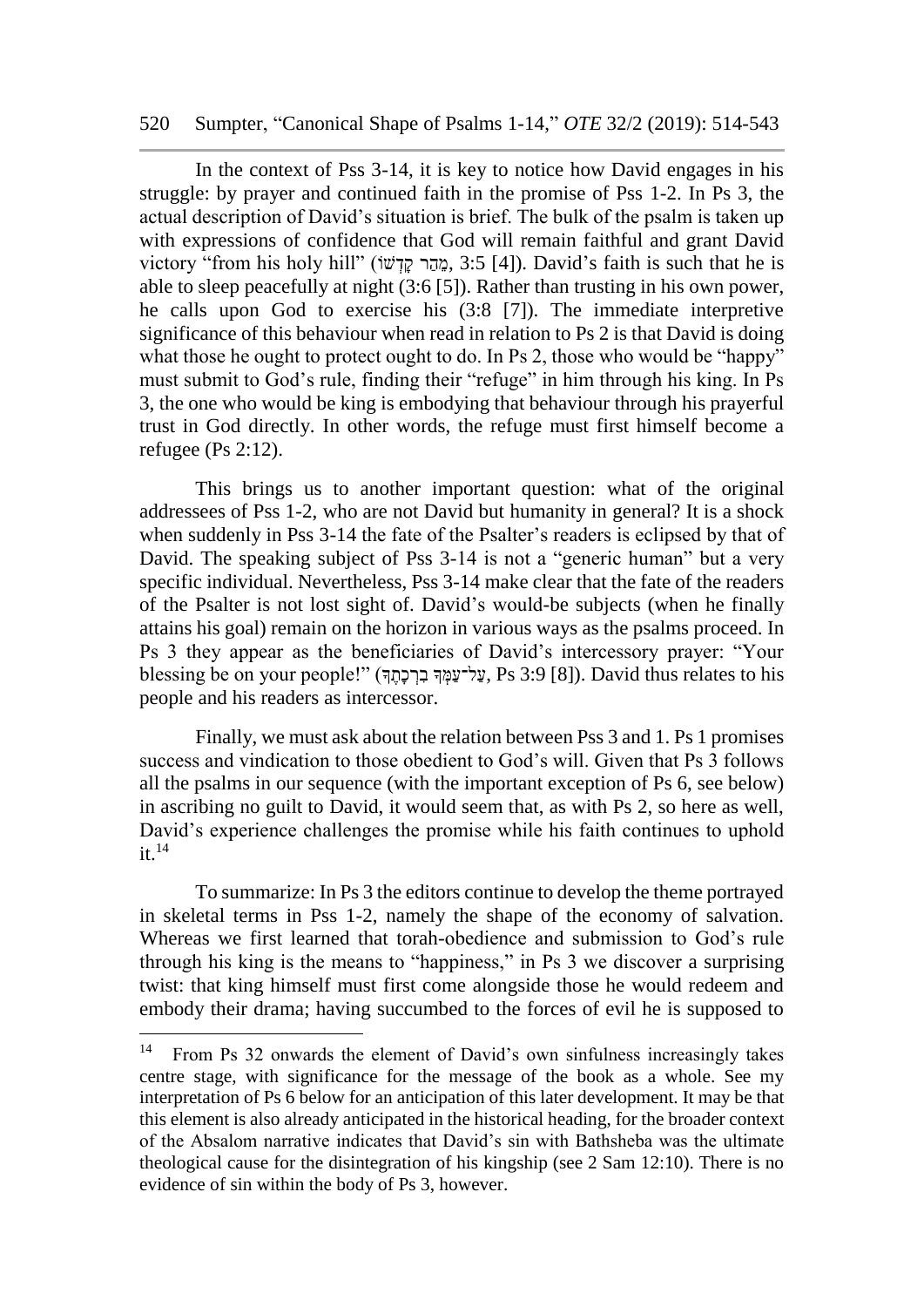In the context of Pss 3-14, it is key to notice how David engages in his struggle: by prayer and continued faith in the promise of Pss 1-2. In Ps 3, the actual description of David's situation is brief. The bulk of the psalm is taken up with expressions of confidence that God will remain faithful and grant David victory "from his holy hill" (מֵהַר קָדְשׁוֹ, 3:5 [4]). David's faith is such that he is able to sleep peacefully at night (3:6 [5]). Rather than trusting in his own power, he calls upon God to exercise his (3:8 [7]). The immediate interpretive significance of this behaviour when read in relation to Ps 2 is that David is doing what those he ought to protect ought to do. In Ps 2, those who would be "happy" must submit to God's rule, finding their "refuge" in him through his king. In Ps 3, the one who would be king is embodying that behaviour through his prayerful trust in God directly. In other words, the refuge must first himself become a refugee (Ps 2:12).

This brings us to another important question: what of the original addressees of Pss 1-2, who are not David but humanity in general? It is a shock when suddenly in Pss 3-14 the fate of the Psalter's readers is eclipsed by that of David. The speaking subject of Pss 3-14 is not a "generic human" but a very specific individual. Nevertheless, Pss 3-14 make clear that the fate of the readers of the Psalter is not lost sight of. David's would-be subjects (when he finally attains his goal) remain on the horizon in various ways as the psalms proceed. In Ps 3 they appear as the beneficiaries of David's intercessory prayer: "Your blessing be on your people!" (עַל־עַמְּךָ בִרְכָתֶךָ, Ps 3:9 [8]). David thus relates to his people and his readers as intercessor.

Finally, we must ask about the relation between Pss 3 and 1. Ps 1 promises success and vindication to those obedient to God's will. Given that Ps 3 follows all the psalms in our sequence (with the important exception of Ps 6, see below) in ascribing no guilt to David, it would seem that, as with Ps 2, so here as well, David's experience challenges the promise while his faith continues to uphold it.[14]

To summarize: In Ps 3 the editors continue to develop the theme portrayed in skeletal terms in Pss 1-2, namely the shape of the economy of salvation. Whereas we first learned that torah-obedience and submission to God's rule through his king is the means to "happiness," in Ps 3 we discover a surprising twist: that king himself must first come alongside those he would redeem and embody their drama; having succumbed to the forces of evil he is supposed to

---

[14] From Ps 32 onwards the element of David's own sinfulness increasingly takes centre stage, with significance for the message of the book as a whole. See my interpretation of Ps 6 below for an anticipation of this later development. It may be that this element is also already anticipated in the historical heading, for the broader context of the Absalom narrative indicates that David's sin with Bathsheba was the ultimate theological cause for the disintegration of his kingship (see 2 Sam 12:10). There is no evidence of sin within the body of Ps 3, however.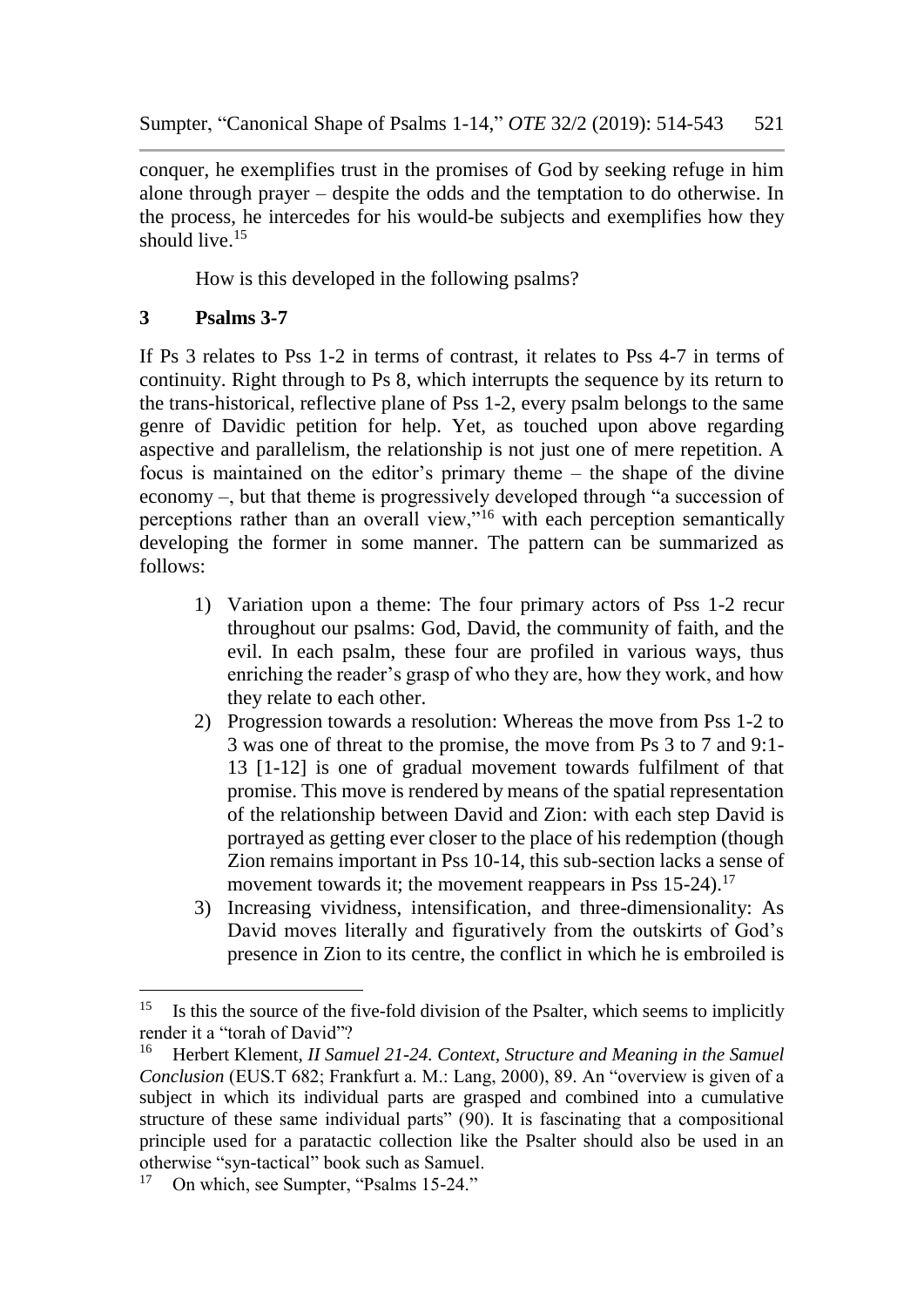conquer, he exemplifies trust in the promises of God by seeking refuge in him alone through prayer – despite the odds and the temptation to do otherwise. In the process, he intercedes for his would-be subjects and exemplifies how they should live.[15]

How is this developed in the following psalms?

## 3 Psalms 3-7

If Ps 3 relates to Pss 1-2 in terms of contrast, it relates to Pss 4-7 in terms of continuity. Right through to Ps 8, which interrupts the sequence by its return to the trans-historical, reflective plane of Pss 1-2, every psalm belongs to the same genre of Davidic petition for help. Yet, as touched upon above regarding aspective and parallelism, the relationship is not just one of mere repetition. A focus is maintained on the editor's primary theme – the shape of the divine economy –, but that theme is progressively developed through "a succession of perceptions rather than an overall view,"[16] with each perception semantically developing the former in some manner. The pattern can be summarized as follows:

1) Variation upon a theme: The four primary actors of Pss 1-2 recur throughout our psalms: God, David, the community of faith, and the evil. In each psalm, these four are profiled in various ways, thus enriching the reader's grasp of who they are, how they work, and how they relate to each other.
2) Progression towards a resolution: Whereas the move from Pss 1-2 to 3 was one of threat to the promise, the move from Ps 3 to 7 and 9:1-13 [1-12] is one of gradual movement towards fulfilment of that promise. This move is rendered by means of the spatial representation of the relationship between David and Zion: with each step David is portrayed as getting ever closer to the place of his redemption (though Zion remains important in Pss 10-14, this sub-section lacks a sense of movement towards it; the movement reappears in Pss 15-24).[17]
3) Increasing vividness, intensification, and three-dimensionality: As David moves literally and figuratively from the outskirts of God's presence in Zion to its centre, the conflict in which he is embroiled is

---

[15] Is this the source of the five-fold division of the Psalter, which seems to implicitly render it a "torah of David"?

[16] Herbert Klement, *II Samuel 21-24. Context, Structure and Meaning in the Samuel Conclusion* (EUS.T 682; Frankfurt a. M.: Lang, 2000), 89. An "overview is given of a subject in which its individual parts are grasped and combined into a cumulative structure of these same individual parts" (90). It is fascinating that a compositional principle used for a paratactic collection like the Psalter should also be used in an otherwise "syn-tactical" book such as Samuel.

[17] On which, see Sumpter, "Psalms 15-24."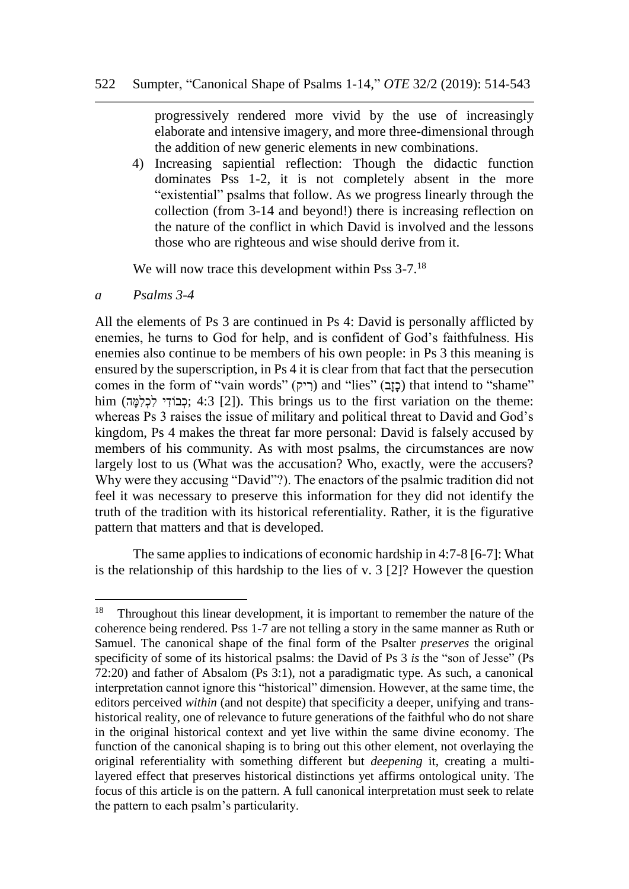progressively rendered more vivid by the use of increasingly elaborate and intensive imagery, and more three-dimensional through the addition of new generic elements in new combinations.

4) Increasing sapiential reflection: Though the didactic function dominates Pss 1-2, it is not completely absent in the more "existential" psalms that follow. As we progress linearly through the collection (from 3-14 and beyond!) there is increasing reflection on the nature of the conflict in which David is involved and the lessons those who are righteous and wise should derive from it.

We will now trace this development within Pss 3-7.[18]

### *a Psalms 3-4*

All the elements of Ps 3 are continued in Ps 4: David is personally afflicted by enemies, he turns to God for help, and is confident of God's faithfulness. His enemies also continue to be members of his own people: in Ps 3 this meaning is ensured by the superscription, in Ps 4 it is clear from that fact that the persecution comes in the form of "vain words" (ריק) and "lies" (כָזָב) that intend to "shame" him (כְבוֹדִי לִכְלִמָּה; 4:3 [2]). This brings us to the first variation on the theme: whereas Ps 3 raises the issue of military and political threat to David and God's kingdom, Ps 4 makes the threat far more personal: David is falsely accused by members of his community. As with most psalms, the circumstances are now largely lost to us (What was the accusation? Who, exactly, were the accusers? Why were they accusing "David"?). The enactors of the psalmic tradition did not feel it was necessary to preserve this information for they did not identify the truth of the tradition with its historical referentiality. Rather, it is the figurative pattern that matters and that is developed.

The same applies to indications of economic hardship in 4:7-8 [6-7]: What is the relationship of this hardship to the lies of v. 3 [2]? However the question

---

[18] Throughout this linear development, it is important to remember the nature of the coherence being rendered. Pss 1-7 are not telling a story in the same manner as Ruth or Samuel. The canonical shape of the final form of the Psalter *preserves* the original specificity of some of its historical psalms: the David of Ps 3 *is* the "son of Jesse" (Ps 72:20) and father of Absalom (Ps 3:1), not a paradigmatic type. As such, a canonical interpretation cannot ignore this "historical" dimension. However, at the same time, the editors perceived *within* (and not despite) that specificity a deeper, unifying and trans-historical reality, one of relevance to future generations of the faithful who do not share in the original historical context and yet live within the same divine economy. The function of the canonical shaping is to bring out this other element, not overlaying the original referentiality with something different but *deepening* it, creating a multi-layered effect that preserves historical distinctions yet affirms ontological unity. The focus of this article is on the pattern. A full canonical interpretation must seek to relate the pattern to each psalm's particularity.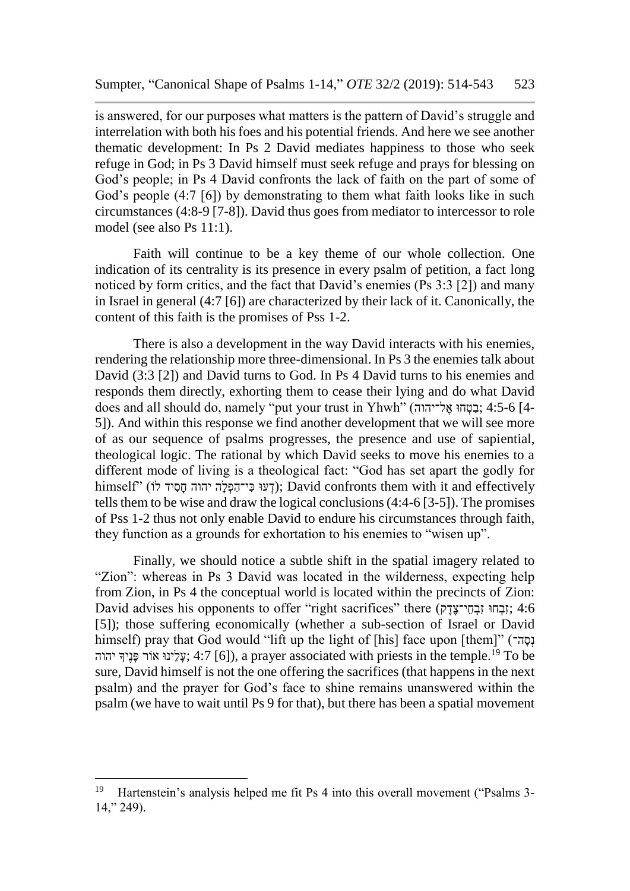is answered, for our purposes what matters is the pattern of David's struggle and interrelation with both his foes and his potential friends. And here we see another thematic development: In Ps 2 David mediates happiness to those who seek refuge in God; in Ps 3 David himself must seek refuge and prays for blessing on God's people; in Ps 4 David confronts the lack of faith on the part of some of God's people (4:7 [6]) by demonstrating to them what faith looks like in such circumstances (4:8-9 [7-8]). David thus goes from mediator to intercessor to role model (see also Ps 11:1).

Faith will continue to be a key theme of our whole collection. One indication of its centrality is its presence in every psalm of petition, a fact long noticed by form critics, and the fact that David's enemies (Ps 3:3 [2]) and many in Israel in general (4:7 [6]) are characterized by their lack of it. Canonically, the content of this faith is the promises of Pss 1-2.

There is also a development in the way David interacts with his enemies, rendering the relationship more three-dimensional. In Ps 3 the enemies talk about David (3:3 [2]) and David turns to God. In Ps 4 David turns to his enemies and responds them directly, exhorting them to cease their lying and do what David does and all should do, namely "put your trust in Yhwh" (בִטְחוּ אֶל־יהוה; 4:5-6 [4-5]). And within this response we find another development that we will see more of as our sequence of psalms progresses, the presence and use of sapiential, theological logic. The rational by which David seeks to move his enemies to a different mode of living is a theological fact: "God has set apart the godly for himself" (דְעוּ כִּי־הִפְלָה יהוה חָסִיד לוֹ); David confronts them with it and effectively tells them to be wise and draw the logical conclusions (4:4-6 [3-5]). The promises of Pss 1-2 thus not only enable David to endure his circumstances through faith, they function as a grounds for exhortation to his enemies to "wisen up".

Finally, we should notice a subtle shift in the spatial imagery related to "Zion": whereas in Ps 3 David was located in the wilderness, expecting help from Zion, in Ps 4 the conceptual world is located within the precincts of Zion: David advises his opponents to offer "right sacrifices" there (זִבְחוּ זִבְחֵי־צֶדֶק; 4:6 [5]); those suffering economically (whether a sub-section of Israel or David himself) pray that God would "lift up the light of [his] face upon [them]" (נְסָה־עָלֵינוּ אוֹר פָּנֶיךָ יהוה; 4:7 [6]), a prayer associated with priests in the temple.[19] To be sure, David himself is not the one offering the sacrifices (that happens in the next psalm) and the prayer for God's face to shine remains unanswered within the psalm (we have to wait until Ps 9 for that), but there has been a spatial movement

---

[19] Hartenstein's analysis helped me fit Ps 4 into this overall movement ("Psalms 3-14," 249).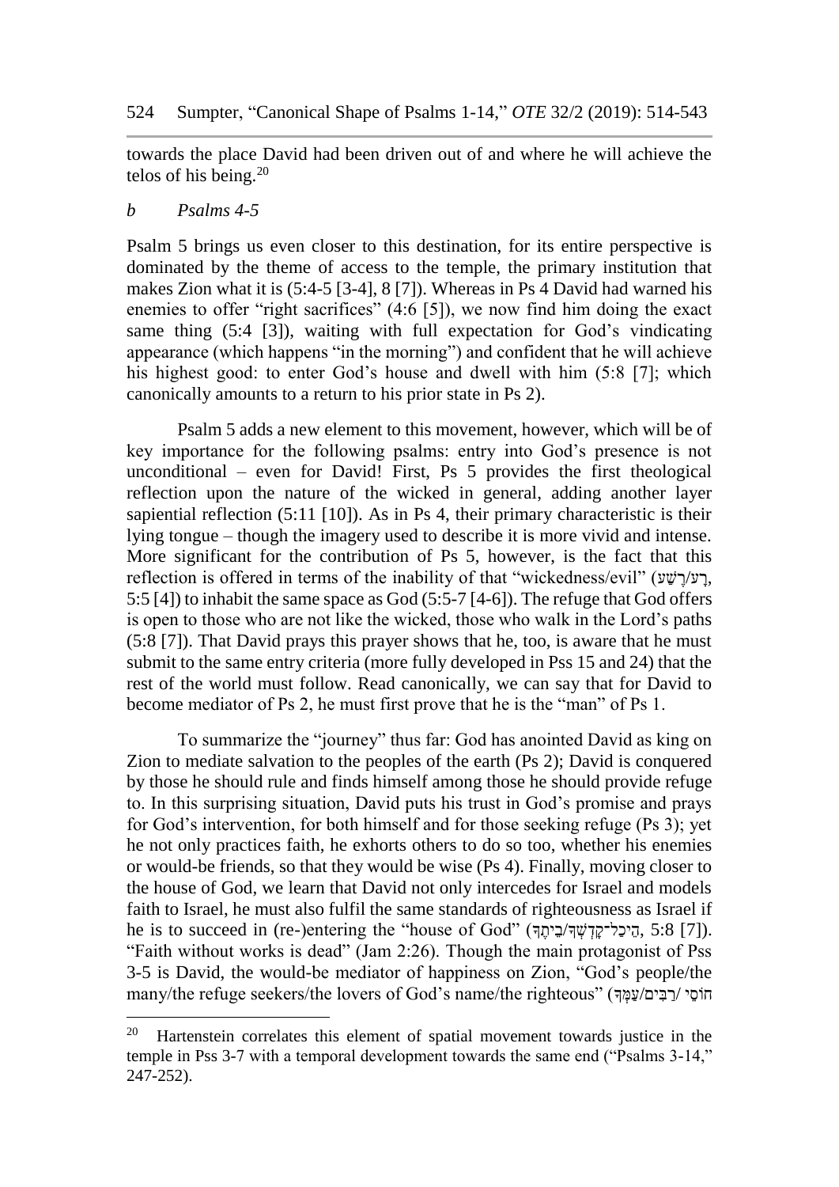towards the place David had been driven out of and where he will achieve the telos of his being.[20]

### *b Psalms 4-5*

Psalm 5 brings us even closer to this destination, for its entire perspective is dominated by the theme of access to the temple, the primary institution that makes Zion what it is (5:4-5 [3-4], 8 [7]). Whereas in Ps 4 David had warned his enemies to offer "right sacrifices" (4:6 [5]), we now find him doing the exact same thing (5:4 [3]), waiting with full expectation for God's vindicating appearance (which happens "in the morning") and confident that he will achieve his highest good: to enter God's house and dwell with him (5:8 [7]; which canonically amounts to a return to his prior state in Ps 2).

Psalm 5 adds a new element to this movement, however, which will be of key importance for the following psalms: entry into God's presence is not unconditional – even for David! First, Ps 5 provides the first theological reflection upon the nature of the wicked in general, adding another layer sapiential reflection (5:11 [10]). As in Ps 4, their primary characteristic is their lying tongue – though the imagery used to describe it is more vivid and intense. More significant for the contribution of Ps 5, however, is the fact that this reflection is offered in terms of the inability of that "wickedness/evil" (רָע/רֶשַׁע, 5:5 [4]) to inhabit the same space as God (5:5-7 [4-6]). The refuge that God offers is open to those who are not like the wicked, those who walk in the Lord's paths (5:8 [7]). That David prays this prayer shows that he, too, is aware that he must submit to the same entry criteria (more fully developed in Pss 15 and 24) that the rest of the world must follow. Read canonically, we can say that for David to become mediator of Ps 2, he must first prove that he is the "man" of Ps 1.

To summarize the "journey" thus far: God has anointed David as king on Zion to mediate salvation to the peoples of the earth (Ps 2); David is conquered by those he should rule and finds himself among those he should provide refuge to. In this surprising situation, David puts his trust in God's promise and prays for God's intervention, for both himself and for those seeking refuge (Ps 3); yet he not only practices faith, he exhorts others to do so too, whether his enemies or would-be friends, so that they would be wise (Ps 4). Finally, moving closer to the house of God, we learn that David not only intercedes for Israel and models faith to Israel, he must also fulfil the same standards of righteousness as Israel if he is to succeed in (re-)entering the "house of God" (הֵיכַל־קָדְשְׁךָ/בֵיתֶךָ, 5:8 [7]). "Faith without works is dead" (Jam 2:26). Though the main protagonist of Pss 3-5 is David, the would-be mediator of happiness on Zion, "God's people/the many/the refuge seekers/the lovers of God's name/the righteous" (חוֹסֵי /רַבִּים/עַמְּךָ

---

[20] Hartenstein correlates this element of spatial movement towards justice in the temple in Pss 3-7 with a temporal development towards the same end ("Psalms 3-14," 247-252).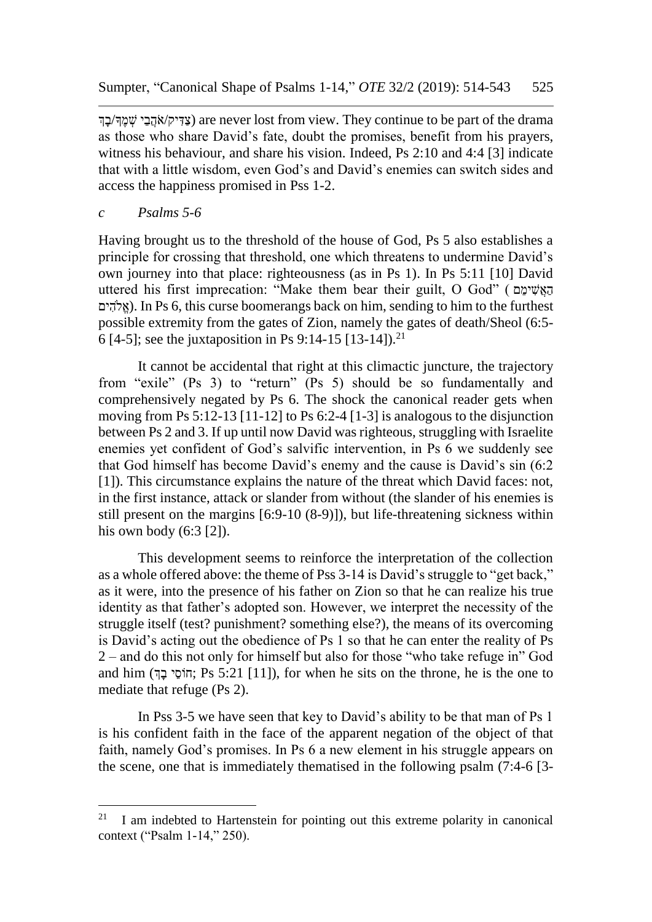(צַדִּיק/אֹהֲבֵי שְׁמֶךָ/בָךְ) are never lost from view. They continue to be part of the drama as those who share David's fate, doubt the promises, benefit from his prayers, witness his behaviour, and share his vision. Indeed, Ps 2:10 and 4:4 [3] indicate that with a little wisdom, even God's and David's enemies can switch sides and access the happiness promised in Pss 1-2.

### *c Psalms 5-6*

Having brought us to the threshold of the house of God, Ps 5 also establishes a principle for crossing that threshold, one which threatens to undermine David's own journey into that place: righteousness (as in Ps 1). In Ps 5:11 [10] David uttered his first imprecation: "Make them bear their guilt, O God" (הַאֲשִׁימֵם אֱלֹהִים). In Ps 6, this curse boomerangs back on him, sending to him to the furthest possible extremity from the gates of Zion, namely the gates of death/Sheol (6:5-6 [4-5]; see the juxtaposition in Ps 9:14-15 [13-14]).[21]

It cannot be accidental that right at this climactic juncture, the trajectory from "exile" (Ps 3) to "return" (Ps 5) should be so fundamentally and comprehensively negated by Ps 6. The shock the canonical reader gets when moving from Ps 5:12-13 [11-12] to Ps 6:2-4 [1-3] is analogous to the disjunction between Ps 2 and 3. If up until now David was righteous, struggling with Israelite enemies yet confident of God's salvific intervention, in Ps 6 we suddenly see that God himself has become David's enemy and the cause is David's sin (6:2 [1]). This circumstance explains the nature of the threat which David faces: not, in the first instance, attack or slander from without (the slander of his enemies is still present on the margins [6:9-10 (8-9)]), but life-threatening sickness within his own body (6:3 [2]).

This development seems to reinforce the interpretation of the collection as a whole offered above: the theme of Pss 3-14 is David's struggle to "get back," as it were, into the presence of his father on Zion so that he can realize his true identity as that father's adopted son. However, we interpret the necessity of the struggle itself (test? punishment? something else?), the means of its overcoming is David's acting out the obedience of Ps 1 so that he can enter the reality of Ps 2 – and do this not only for himself but also for those "who take refuge in" God and him (חוֹסֵי בָךְ; Ps 5:21 [11]), for when he sits on the throne, he is the one to mediate that refuge (Ps 2).

In Pss 3-5 we have seen that key to David's ability to be that man of Ps 1 is his confident faith in the face of the apparent negation of the object of that faith, namely God's promises. In Ps 6 a new element in his struggle appears on the scene, one that is immediately thematised in the following psalm (7:4-6 [3-

---

[21] I am indebted to Hartenstein for pointing out this extreme polarity in canonical context ("Psalm 1-14," 250).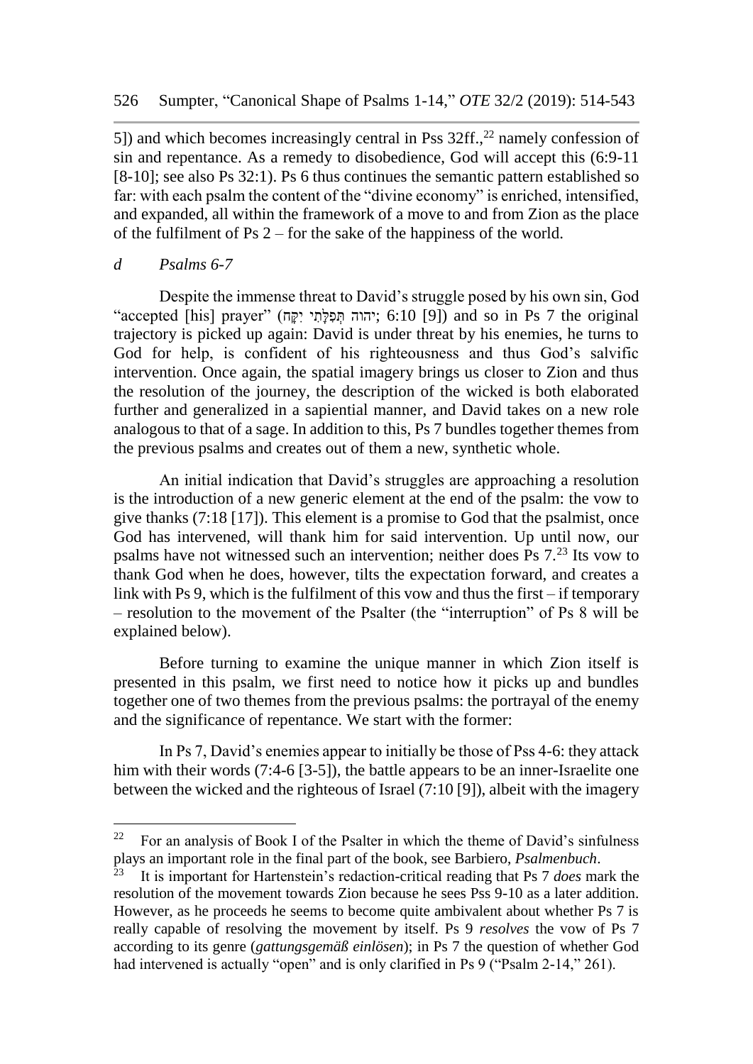5]) and which becomes increasingly central in Pss 32ff.,[22] namely confession of sin and repentance. As a remedy to disobedience, God will accept this (6:9-11 [8-10]; see also Ps 32:1). Ps 6 thus continues the semantic pattern established so far: with each psalm the content of the "divine economy" is enriched, intensified, and expanded, all within the framework of a move to and from Zion as the place of the fulfilment of Ps 2 – for the sake of the happiness of the world.

### *d Psalms 6-7*

Despite the immense threat to David's struggle posed by his own sin, God "accepted [his] prayer" (יהוה תְּפִלָּתִי יִקָּח; 6:10 [9]) and so in Ps 7 the original trajectory is picked up again: David is under threat by his enemies, he turns to God for help, is confident of his righteousness and thus God's salvific intervention. Once again, the spatial imagery brings us closer to Zion and thus the resolution of the journey, the description of the wicked is both elaborated further and generalized in a sapiential manner, and David takes on a new role analogous to that of a sage. In addition to this, Ps 7 bundles together themes from the previous psalms and creates out of them a new, synthetic whole.

An initial indication that David's struggles are approaching a resolution is the introduction of a new generic element at the end of the psalm: the vow to give thanks (7:18 [17]). This element is a promise to God that the psalmist, once God has intervened, will thank him for said intervention. Up until now, our psalms have not witnessed such an intervention; neither does Ps 7.[23] Its vow to thank God when he does, however, tilts the expectation forward, and creates a link with Ps 9, which is the fulfilment of this vow and thus the first – if temporary – resolution to the movement of the Psalter (the "interruption" of Ps 8 will be explained below).

Before turning to examine the unique manner in which Zion itself is presented in this psalm, we first need to notice how it picks up and bundles together one of two themes from the previous psalms: the portrayal of the enemy and the significance of repentance. We start with the former:

In Ps 7, David's enemies appear to initially be those of Pss 4-6: they attack him with their words (7:4-6 [3-5]), the battle appears to be an inner-Israelite one between the wicked and the righteous of Israel (7:10 [9]), albeit with the imagery

---

[22] For an analysis of Book I of the Psalter in which the theme of David's sinfulness plays an important role in the final part of the book, see Barbiero, *Psalmenbuch*.

[23] It is important for Hartenstein's redaction-critical reading that Ps 7 *does* mark the resolution of the movement towards Zion because he sees Pss 9-10 as a later addition. However, as he proceeds he seems to become quite ambivalent about whether Ps 7 is really capable of resolving the movement by itself. Ps 9 *resolves* the vow of Ps 7 according to its genre (*gattungsgemäß einlösen*); in Ps 7 the question of whether God had intervened is actually "open" and is only clarified in Ps 9 ("Psalm 2-14," 261).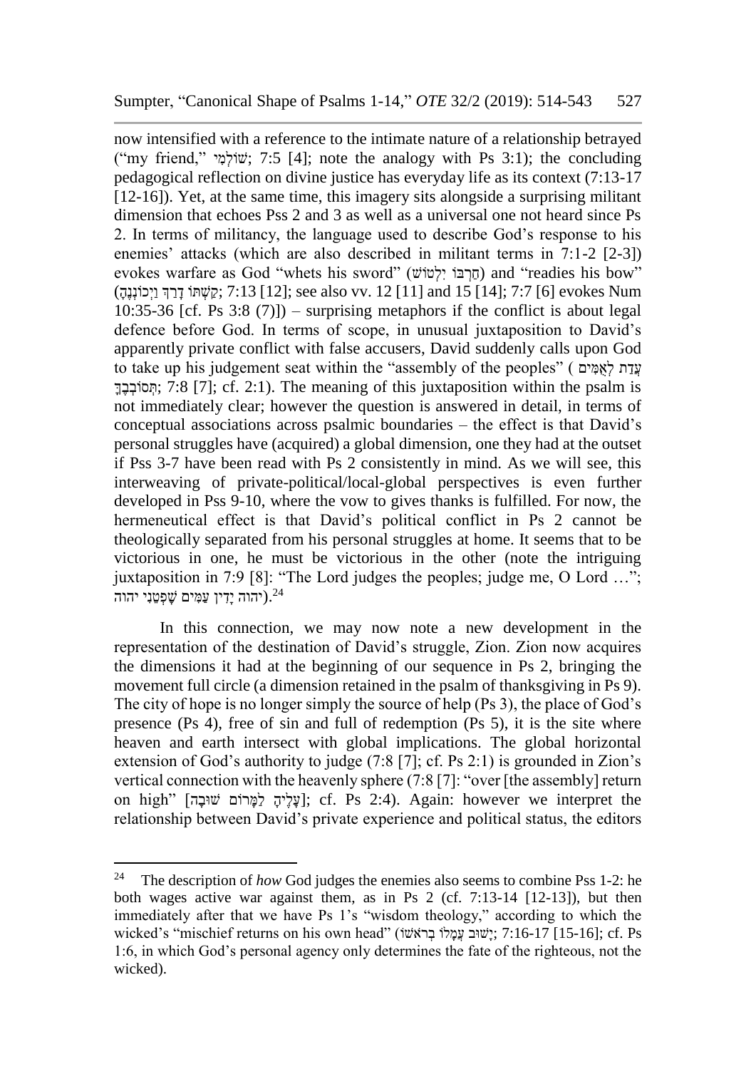now intensified with a reference to the intimate nature of a relationship betrayed ("my friend," שׁוֹלְמִי; 7:5 [4]; note the analogy with Ps 3:1); the concluding pedagogical reflection on divine justice has everyday life as its context (7:13-17 [12-16]). Yet, at the same time, this imagery sits alongside a surprising militant dimension that echoes Pss 2 and 3 as well as a universal one not heard since Ps 2. In terms of militancy, the language used to describe God's response to his enemies' attacks (which are also described in militant terms in 7:1-2 [2-3]) evokes warfare as God "whets his sword" (חַרְבּוֹ יִלְטוֹשׁ) and "readies his bow" (קַשְׁתּוֹ דָרַךְ וַיְכוֹנְנֶהָ; 7:13 [12]; see also vv. 12 [11] and 15 [14]; 7:7 [6] evokes Num 10:35-36 [cf. Ps 3:8 (7)]) – surprising metaphors if the conflict is about legal defence before God. In terms of scope, in unusual juxtaposition to David's apparently private conflict with false accusers, David suddenly calls upon God to take up his judgement seat within the "assembly of the peoples" (עֲדַת לְאֻמִּים תְּסוֹבְבֶךָּ; 7:8 [7]; cf. 2:1). The meaning of this juxtaposition within the psalm is not immediately clear; however the question is answered in detail, in terms of conceptual associations across psalmic boundaries – the effect is that David's personal struggles have (acquired) a global dimension, one they had at the outset if Pss 3-7 have been read with Ps 2 consistently in mind. As we will see, this interweaving of private-political/local-global perspectives is even further developed in Pss 9-10, where the vow to gives thanks is fulfilled. For now, the hermeneutical effect is that David's political conflict in Ps 2 cannot be theologically separated from his personal struggles at home. It seems that to be victorious in one, he must be victorious in the other (note the intriguing juxtaposition in 7:9 [8]: "The Lord judges the peoples; judge me, O Lord …"; יהוה יָדִין עַמִּים שָׁפְטֵנִי יהוה).[24]

In this connection, we may now note a new development in the representation of the destination of David's struggle, Zion. Zion now acquires the dimensions it had at the beginning of our sequence in Ps 2, bringing the movement full circle (a dimension retained in the psalm of thanksgiving in Ps 9). The city of hope is no longer simply the source of help (Ps 3), the place of God's presence (Ps 4), free of sin and full of redemption (Ps 5), it is the site where heaven and earth intersect with global implications. The global horizontal extension of God's authority to judge (7:8 [7]; cf. Ps 2:1) is grounded in Zion's vertical connection with the heavenly sphere (7:8 [7]: "over [the assembly] return on high" [וְעָלֶיהָ לַמָּרוֹם שׁוּבָה]; cf. Ps 2:4). Again: however we interpret the relationship between David's private experience and political status, the editors

---

[24] The description of *how* God judges the enemies also seems to combine Pss 1-2: he both wages active war against them, as in Ps 2 (cf. 7:13-14 [12-13]), but then immediately after that we have Ps 1's "wisdom theology," according to which the wicked's "mischief returns on his own head" (יָשׁוּב עֲמָלוֹ בְרֹאשׁוֹ; 7:16-17 [15-16]; cf. Ps 1:6, in which God's personal agency only determines the fate of the righteous, not the wicked).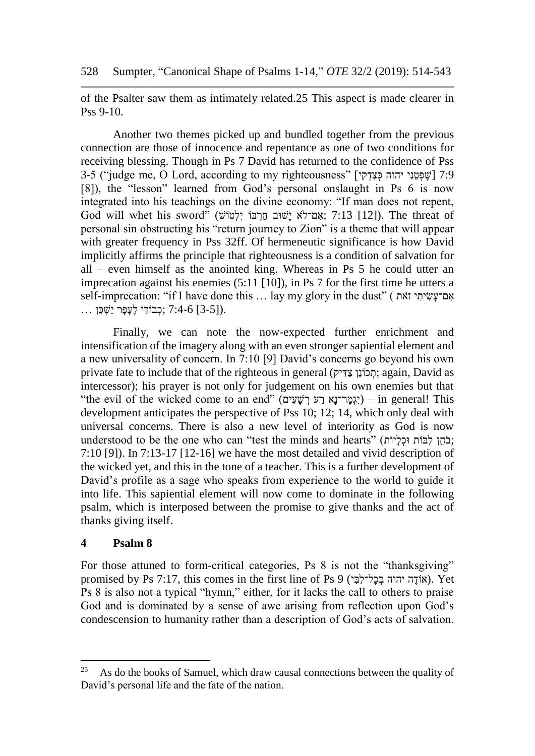of the Psalter saw them as intimately related.[25] This aspect is made clearer in Pss 9-10.

Another two themes picked up and bundled together from the previous connection are those of innocence and repentance as one of two conditions for receiving blessing. Though in Ps 7 David has returned to the confidence of Pss 3-5 ("judge me, O Lord, according to my righteousness" [שָׁפְטֵנִי יהוה כְּצִדְקִי 7:9 [8]), the "lesson" learned from God's personal onslaught in Ps 6 is now integrated into his teachings on the divine economy: "If man does not repent, God will whet his sword" (אִם־לֹא יָשׁוּב חַרְבּוֹ יִלְטוֹשׁ; 7:13 [12]). The threat of personal sin obstructing his "return journey to Zion" is a theme that will appear with greater frequency in Pss 32ff. Of hermeneutic significance is how David implicitly affirms the principle that righteousness is a condition of salvation for all – even himself as the anointed king. Whereas in Ps 5 he could utter an imprecation against his enemies (5:11 [10]), in Ps 7 for the first time he utters a self-imprecation: "if I have done this … lay my glory in the dust" (אִם־עָשִׂיתִי זֹאת … כְּבוֹדִי לֶעָפָר יַשְׁכֵּן; 7:4-6 [3-5]).

Finally, we can note the now-expected further enrichment and intensification of the imagery along with an even stronger sapiential element and a new universality of concern. In 7:10 [9] David's concerns go beyond his own private fate to include that of the righteous in general (תְכוֹנֵן צַדִּיק; again, David as intercessor); his prayer is not only for judgement on his own enemies but that "the evil of the wicked come to an end" (יִגְמָר־נָא רַע רְשָׁעִים) – in general! This development anticipates the perspective of Pss 10; 12; 14, which only deal with universal concerns. There is also a new level of interiority as God is now understood to be the one who can "test the minds and hearts" (בֹּחֵן לִבּוֹת וּכְלָיוֹת; 7:10 [9]). In 7:13-17 [12-16] we have the most detailed and vivid description of the wicked yet, and this in the tone of a teacher. This is a further development of David's profile as a sage who speaks from experience to the world to guide it into life. This sapiential element will now come to dominate in the following psalm, which is interposed between the promise to give thanks and the act of thanks giving itself.

## 4 Psalm 8

For those attuned to form-critical categories, Ps 8 is not the "thanksgiving" promised by Ps 7:17, this comes in the first line of Ps 9 (אוֹדֶה יהוה בְּכָל־לִבִּי). Yet Ps 8 is also not a typical "hymn," either, for it lacks the call to others to praise God and is dominated by a sense of awe arising from reflection upon God's condescension to humanity rather than a description of God's acts of salvation.

---

[25] As do the books of Samuel, which draw causal connections between the quality of David's personal life and the fate of the nation.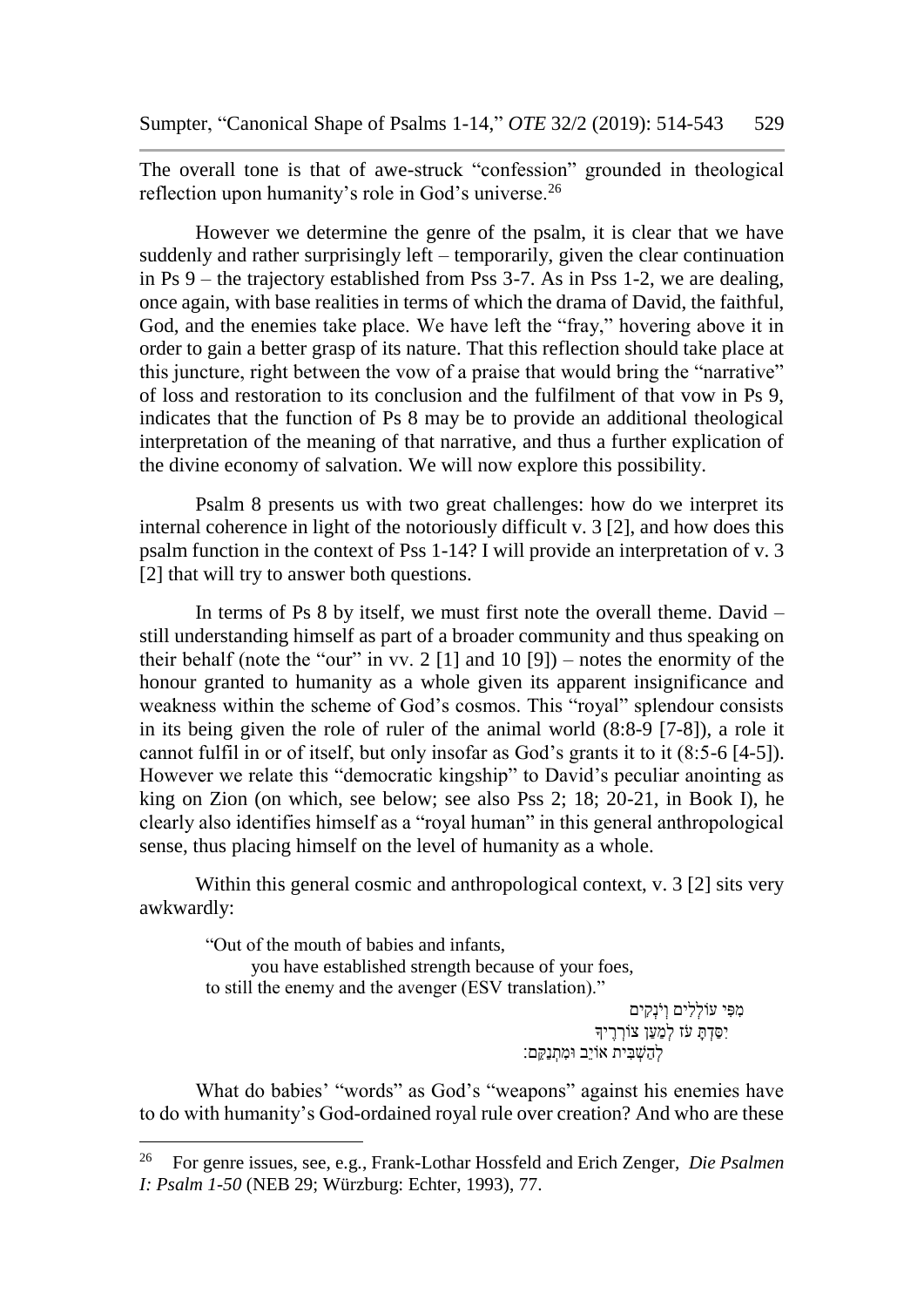The overall tone is that of awe-struck "confession" grounded in theological reflection upon humanity's role in God's universe.[26]

However we determine the genre of the psalm, it is clear that we have suddenly and rather surprisingly left – temporarily, given the clear continuation in Ps 9 – the trajectory established from Pss 3-7. As in Pss 1-2, we are dealing, once again, with base realities in terms of which the drama of David, the faithful, God, and the enemies take place. We have left the "fray," hovering above it in order to gain a better grasp of its nature. That this reflection should take place at this juncture, right between the vow of a praise that would bring the "narrative" of loss and restoration to its conclusion and the fulfilment of that vow in Ps 9, indicates that the function of Ps 8 may be to provide an additional theological interpretation of the meaning of that narrative, and thus a further explication of the divine economy of salvation. We will now explore this possibility.

Psalm 8 presents us with two great challenges: how do we interpret its internal coherence in light of the notoriously difficult v. 3 [2], and how does this psalm function in the context of Pss 1-14? I will provide an interpretation of v. 3 [2] that will try to answer both questions.

In terms of Ps 8 by itself, we must first note the overall theme. David – still understanding himself as part of a broader community and thus speaking on their behalf (note the "our" in vv. 2 [1] and 10 [9]) – notes the enormity of the honour granted to humanity as a whole given its apparent insignificance and weakness within the scheme of God's cosmos. This "royal" splendour consists in its being given the role of ruler of the animal world (8:8-9 [7-8]), a role it cannot fulfil in or of itself, but only insofar as God's grants it to it (8:5-6 [4-5]). However we relate this "democratic kingship" to David's peculiar anointing as king on Zion (on which, see below; see also Pss 2; 18; 20-21, in Book I), he clearly also identifies himself as a "royal human" in this general anthropological sense, thus placing himself on the level of humanity as a whole.

Within this general cosmic and anthropological context, v. 3 [2] sits very awkwardly:

> "Out of the mouth of babies and infants,
> you have established strength because of your foes,
> to still the enemy and the avenger (ESV translation)."
>
> מִפִּי עוֹלְלִים וְיֹנְקִים
> יִסַּדְתָּ עֹז לְמַעַן צוֹרְרֶיךָ
> לְהַשְׁבִּית אוֹיֵב וּמִתְנַקֵּם׃

What do babies' "words" as God's "weapons" against his enemies have to do with humanity's God-ordained royal rule over creation? And who are these

[26] For genre issues, see, e.g., Frank-Lothar Hossfeld and Erich Zenger, *Die Psalmen I: Psalm 1-50* (NEB 29; Würzburg: Echter, 1993), 77.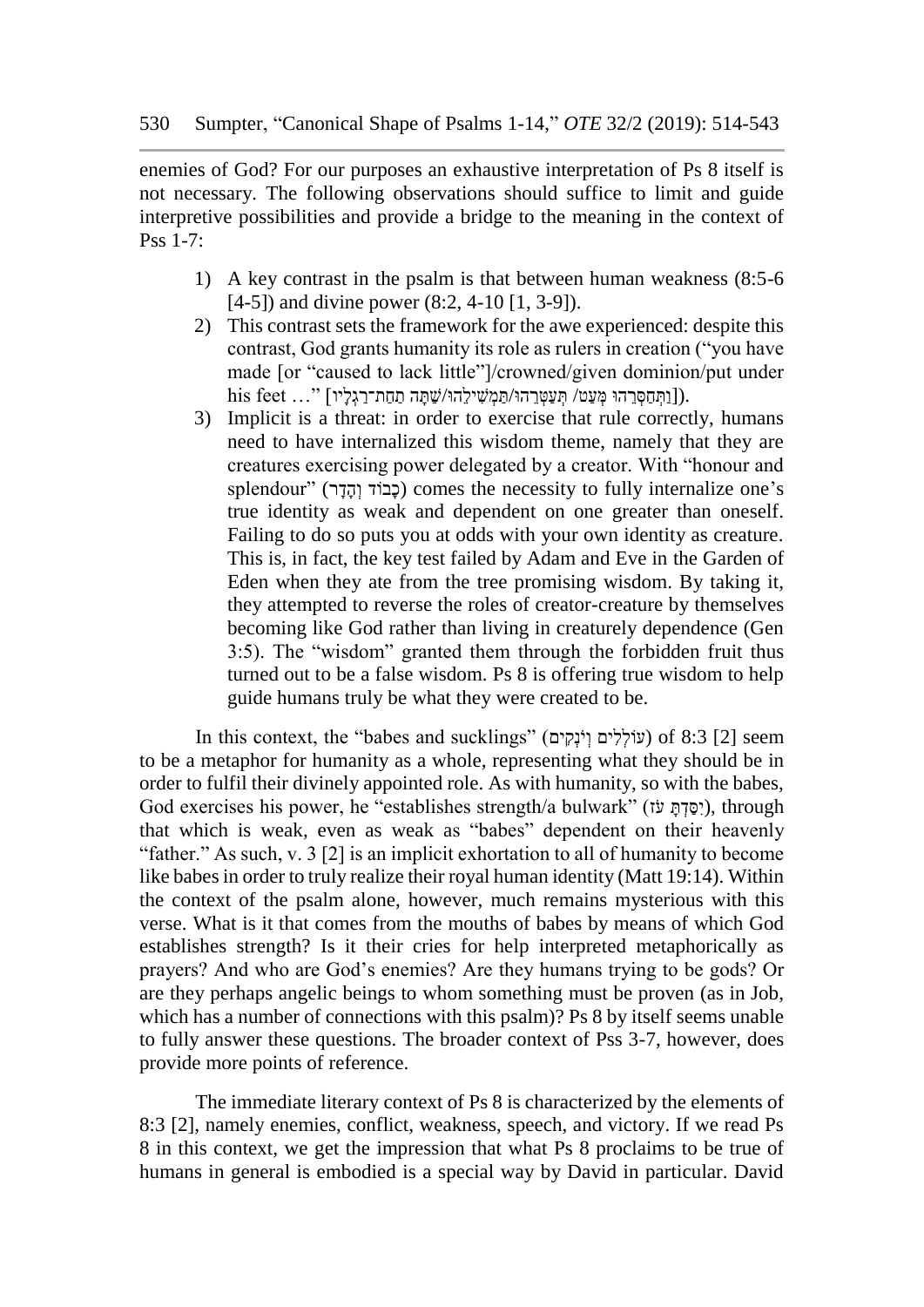enemies of God? For our purposes an exhaustive interpretation of Ps 8 itself is not necessary. The following observations should suffice to limit and guide interpretive possibilities and provide a bridge to the meaning in the context of Pss 1-7:

1) A key contrast in the psalm is that between human weakness (8:5-6 [4-5]) and divine power (8:2, 4-10 [1, 3-9]).
2) This contrast sets the framework for the awe experienced: despite this contrast, God grants humanity its role as rulers in creation ("you have made [or "caused to lack little"]/crowned/given dominion/put under his feet …" [וַתְּחַסְּרֵהוּ מְּעַט/ תְּעַטְּרֵהוּ/תַּמְשִׁילֵהוּ/שַׁתָּה תַחַת־רַגְלָיו]).
3) Implicit is a threat: in order to exercise that rule correctly, humans need to have internalized this wisdom theme, namely that they are creatures exercising power delegated by a creator. With "honour and splendour" (כָבוֹד וְהָדָר) comes the necessity to fully internalize one's true identity as weak and dependent on one greater than oneself. Failing to do so puts you at odds with your own identity as creature. This is, in fact, the key test failed by Adam and Eve in the Garden of Eden when they ate from the tree promising wisdom. By taking it, they attempted to reverse the roles of creator-creature by themselves becoming like God rather than living in creaturely dependence (Gen 3:5). The "wisdom" granted them through the forbidden fruit thus turned out to be a false wisdom. Ps 8 is offering true wisdom to help guide humans truly be what they were created to be.

In this context, the "babes and sucklings" (עוֹלְלִים וְיֹנְקִים) of 8:3 [2] seem to be a metaphor for humanity as a whole, representing what they should be in order to fulfil their divinely appointed role. As with humanity, so with the babes, God exercises his power, he "establishes strength/a bulwark" (יִסַּדְתָּ עֹז), through that which is weak, even as weak as "babes" dependent on their heavenly "father." As such, v. 3 [2] is an implicit exhortation to all of humanity to become like babes in order to truly realize their royal human identity (Matt 19:14). Within the context of the psalm alone, however, much remains mysterious with this verse. What is it that comes from the mouths of babes by means of which God establishes strength? Is it their cries for help interpreted metaphorically as prayers? And who are God's enemies? Are they humans trying to be gods? Or are they perhaps angelic beings to whom something must be proven (as in Job, which has a number of connections with this psalm)? Ps 8 by itself seems unable to fully answer these questions. The broader context of Pss 3-7, however, does provide more points of reference.

The immediate literary context of Ps 8 is characterized by the elements of 8:3 [2], namely enemies, conflict, weakness, speech, and victory. If we read Ps 8 in this context, we get the impression that what Ps 8 proclaims to be true of humans in general is embodied is a special way by David in particular. David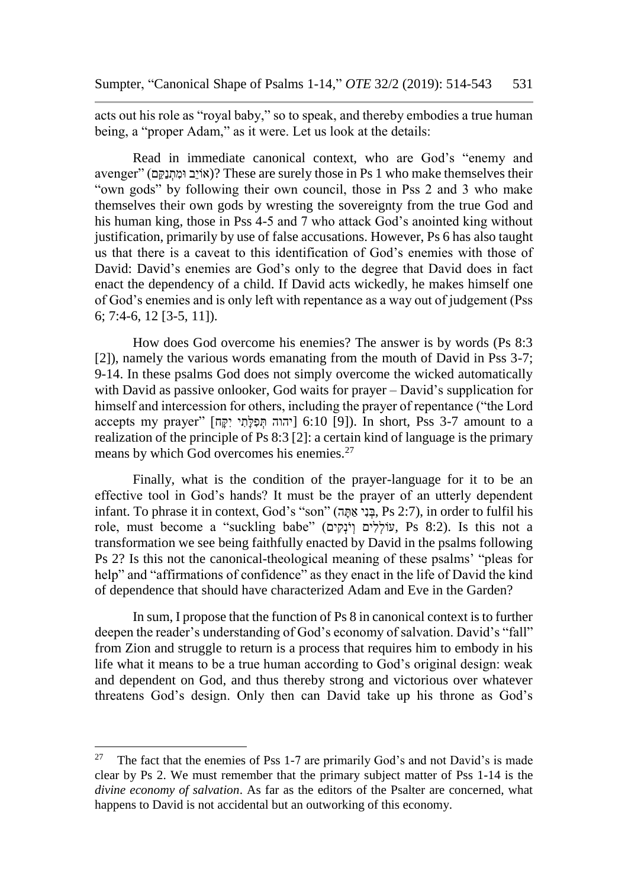acts out his role as "royal baby," so to speak, and thereby embodies a true human being, a "proper Adam," as it were. Let us look at the details:

Read in immediate canonical context, who are God's "enemy and avenger" (אוֹיֵב וּמִתְנַקֵּם)? These are surely those in Ps 1 who make themselves their "own gods" by following their own council, those in Pss 2 and 3 who make themselves their own gods by wresting the sovereignty from the true God and his human king, those in Pss 4-5 and 7 who attack God's anointed king without justification, primarily by use of false accusations. However, Ps 6 has also taught us that there is a caveat to this identification of God's enemies with those of David: David's enemies are God's only to the degree that David does in fact enact the dependency of a child. If David acts wickedly, he makes himself one of God's enemies and is only left with repentance as a way out of judgement (Pss 6; 7:4-6, 12 [3-5, 11]).

How does God overcome his enemies? The answer is by words (Ps 8:3 [2]), namely the various words emanating from the mouth of David in Pss 3-7; 9-14. In these psalms God does not simply overcome the wicked automatically with David as passive onlooker, God waits for prayer – David's supplication for himself and intercession for others, including the prayer of repentance ("the Lord accepts my prayer" [יהוה תְּפִלָּתִי יִקָּח] 6:10 [9]). In short, Pss 3-7 amount to a realization of the principle of Ps 8:3 [2]: a certain kind of language is the primary means by which God overcomes his enemies.[27]

Finally, what is the condition of the prayer-language for it to be an effective tool in God's hands? It must be the prayer of an utterly dependent infant. To phrase it in context, God's "son" (בְּנִי אַתָּה, Ps 2:7), in order to fulfil his role, must become a "suckling babe" (עוֹלְלִים וְיֹנְקִים, Ps 8:2). Is this not a transformation we see being faithfully enacted by David in the psalms following Ps 2? Is this not the canonical-theological meaning of these psalms' "pleas for help" and "affirmations of confidence" as they enact in the life of David the kind of dependence that should have characterized Adam and Eve in the Garden?

In sum, I propose that the function of Ps 8 in canonical context is to further deepen the reader's understanding of God's economy of salvation. David's "fall" from Zion and struggle to return is a process that requires him to embody in his life what it means to be a true human according to God's original design: weak and dependent on God, and thus thereby strong and victorious over whatever threatens God's design. Only then can David take up his throne as God's

---

[27] The fact that the enemies of Pss 1-7 are primarily God's and not David's is made clear by Ps 2. We must remember that the primary subject matter of Pss 1-14 is the *divine economy of salvation*. As far as the editors of the Psalter are concerned, what happens to David is not accidental but an outworking of this economy.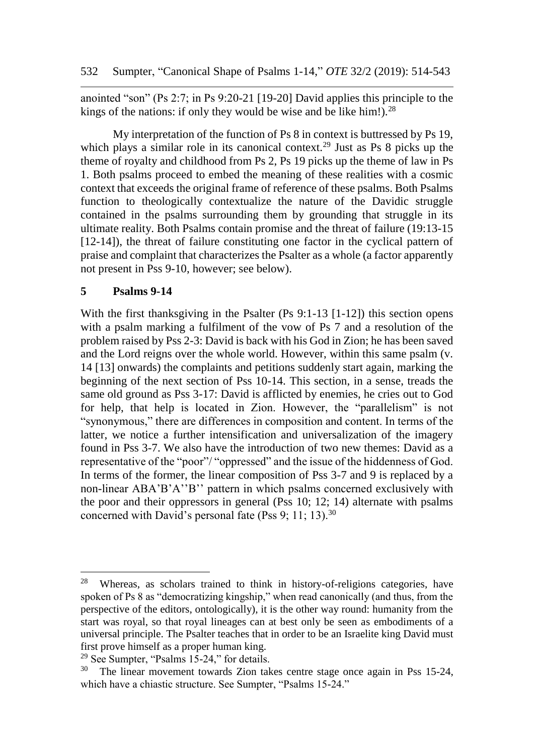anointed "son" (Ps 2:7; in Ps 9:20-21 [19-20] David applies this principle to the kings of the nations: if only they would be wise and be like him!).[28]

My interpretation of the function of Ps 8 in context is buttressed by Ps 19, which plays a similar role in its canonical context.[29] Just as Ps 8 picks up the theme of royalty and childhood from Ps 2, Ps 19 picks up the theme of law in Ps 1. Both psalms proceed to embed the meaning of these realities with a cosmic context that exceeds the original frame of reference of these psalms. Both Psalms function to theologically contextualize the nature of the Davidic struggle contained in the psalms surrounding them by grounding that struggle in its ultimate reality. Both Psalms contain promise and the threat of failure (19:13-15 [12-14]), the threat of failure constituting one factor in the cyclical pattern of praise and complaint that characterizes the Psalter as a whole (a factor apparently not present in Pss 9-10, however; see below).

## 5 Psalms 9-14

With the first thanksgiving in the Psalter (Ps 9:1-13 [1-12]) this section opens with a psalm marking a fulfilment of the vow of Ps 7 and a resolution of the problem raised by Pss 2-3: David is back with his God in Zion; he has been saved and the Lord reigns over the whole world. However, within this same psalm (v. 14 [13] onwards) the complaints and petitions suddenly start again, marking the beginning of the next section of Pss 10-14. This section, in a sense, treads the same old ground as Pss 3-17: David is afflicted by enemies, he cries out to God for help, that help is located in Zion. However, the "parallelism" is not "synonymous," there are differences in composition and content. In terms of the latter, we notice a further intensification and universalization of the imagery found in Pss 3-7. We also have the introduction of two new themes: David as a representative of the "poor"/ "oppressed" and the issue of the hiddenness of God. In terms of the former, the linear composition of Pss 3-7 and 9 is replaced by a non-linear ABA'B'A''B'' pattern in which psalms concerned exclusively with the poor and their oppressors in general (Pss 10; 12; 14) alternate with psalms concerned with David's personal fate (Pss 9; 11; 13).[30]

---

[28] Whereas, as scholars trained to think in history-of-religions categories, have spoken of Ps 8 as "democratizing kingship," when read canonically (and thus, from the perspective of the editors, ontologically), it is the other way round: humanity from the start was royal, so that royal lineages can at best only be seen as embodiments of a universal principle. The Psalter teaches that in order to be an Israelite king David must first prove himself as a proper human king.

[29] See Sumpter, "Psalms 15-24," for details.

[30] The linear movement towards Zion takes centre stage once again in Pss 15-24, which have a chiastic structure. See Sumpter, "Psalms 15-24."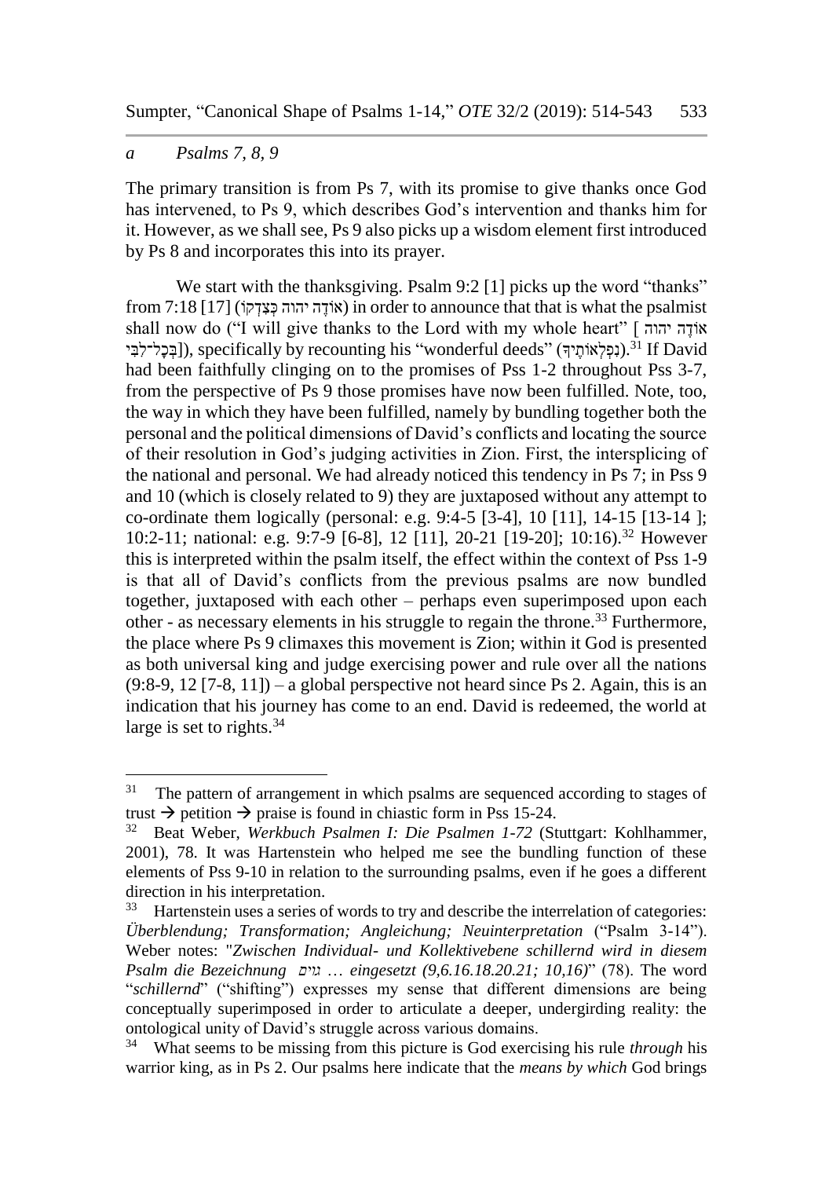### *a Psalms 7, 8, 9*

The primary transition is from Ps 7, with its promise to give thanks once God has intervened, to Ps 9, which describes God's intervention and thanks him for it. However, as we shall see, Ps 9 also picks up a wisdom element first introduced by Ps 8 and incorporates this into its prayer.

We start with the thanksgiving. Psalm 9:2 [1] picks up the word "thanks" from 7:18 [17] (אוֹדֶה יהוה כְּצִדְקוֹ) in order to announce that that is what the psalmist shall now do ("I will give thanks to the Lord with my whole heart" [אוֹדֶה יהוה בְּכָל־לִבִּי]), specifically by recounting his "wonderful deeds" (נִפְלְאוֹתֶיךָ).[31] If David had been faithfully clinging on to the promises of Pss 1-2 throughout Pss 3-7, from the perspective of Ps 9 those promises have now been fulfilled. Note, too, the way in which they have been fulfilled, namely by bundling together both the personal and the political dimensions of David's conflicts and locating the source of their resolution in God's judging activities in Zion. First, the intersplicing of the national and personal. We had already noticed this tendency in Ps 7; in Pss 9 and 10 (which is closely related to 9) they are juxtaposed without any attempt to co-ordinate them logically (personal: e.g. 9:4-5 [3-4], 10 [11], 14-15 [13-14 ]; 10:2-11; national: e.g. 9:7-9 [6-8], 12 [11], 20-21 [19-20]; 10:16).[32] However this is interpreted within the psalm itself, the effect within the context of Pss 1-9 is that all of David's conflicts from the previous psalms are now bundled together, juxtaposed with each other – perhaps even superimposed upon each other - as necessary elements in his struggle to regain the throne.[33] Furthermore, the place where Ps 9 climaxes this movement is Zion; within it God is presented as both universal king and judge exercising power and rule over all the nations (9:8-9, 12 [7-8, 11]) – a global perspective not heard since Ps 2. Again, this is an indication that his journey has come to an end. David is redeemed, the world at large is set to rights.[34]

---

[31] The pattern of arrangement in which psalms are sequenced according to stages of trust → petition → praise is found in chiastic form in Pss 15-24.

[32] Beat Weber, *Werkbuch Psalmen I: Die Psalmen 1-72* (Stuttgart: Kohlhammer, 2001), 78. It was Hartenstein who helped me see the bundling function of these elements of Pss 9-10 in relation to the surrounding psalms, even if he goes a different direction in his interpretation.

[33] Hartenstein uses a series of words to try and describe the interrelation of categories: *Überblendung; Transformation; Angleichung; Neuinterpretation* ("Psalm 3-14"). Weber notes: "*Zwischen Individual- und Kollektivebene schillernd wird in diesem Psalm die Bezeichnung* גוים *… eingesetzt (9,6.16.18.20.21; 10,16)*" (78). The word "*schillernd*" ("shifting") expresses my sense that different dimensions are being conceptually superimposed in order to articulate a deeper, undergirding reality: the ontological unity of David's struggle across various domains.

[34] What seems to be missing from this picture is God exercising his rule *through* his warrior king, as in Ps 2. Our psalms here indicate that the *means by which* God brings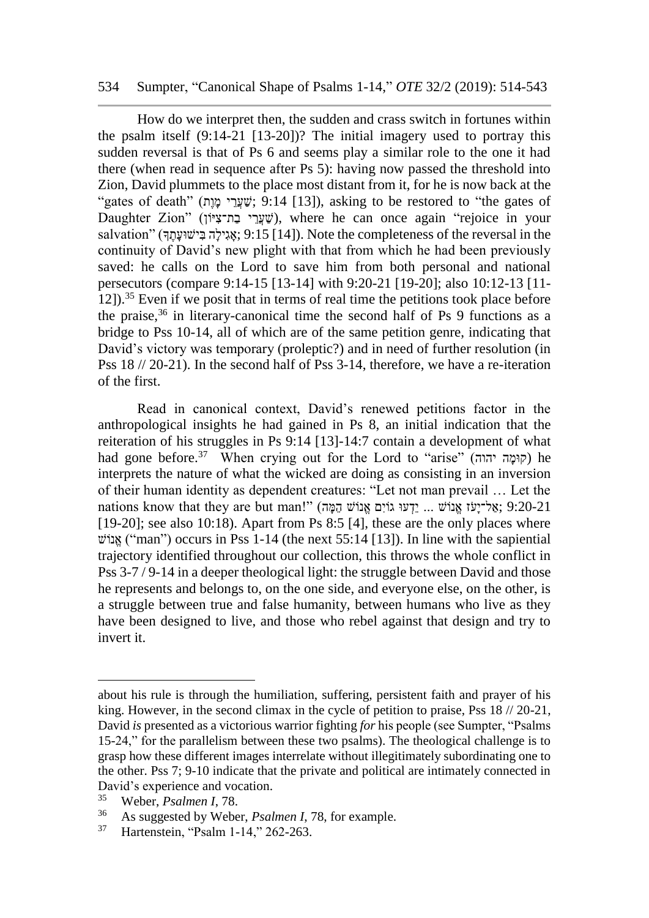How do we interpret then, the sudden and crass switch in fortunes within the psalm itself (9:14-21 [13-20])? The initial imagery used to portray this sudden reversal is that of Ps 6 and seems play a similar role to the one it had there (when read in sequence after Ps 5): having now passed the threshold into Zion, David plummets to the place most distant from it, for he is now back at the "gates of death" (שַׁעֲרֵי מָוֶת; 9:14 [13]), asking to be restored to "the gates of Daughter Zion" (שַׁעֲרֵי בַת־צִיּוֹן), where he can once again "rejoice in your salvation" (אָגִילָה בִּישׁוּעָתֶךָ; 9:15 [14]). Note the completeness of the reversal in the continuity of David's new plight with that from which he had been previously saved: he calls on the Lord to save him from both personal and national persecutors (compare 9:14-15 [13-14] with 9:20-21 [19-20]; also 10:12-13 [11-12]).[35] Even if we posit that in terms of real time the petitions took place before the praise,[36] in literary-canonical time the second half of Ps 9 functions as a bridge to Pss 10-14, all of which are of the same petition genre, indicating that David's victory was temporary (proleptic?) and in need of further resolution (in Pss 18 // 20-21). In the second half of Pss 3-14, therefore, we have a re-iteration of the first.

Read in canonical context, David's renewed petitions factor in the anthropological insights he had gained in Ps 8, an initial indication that the reiteration of his struggles in Ps 9:14 [13]-14:7 contain a development of what had gone before.[37] When crying out for the Lord to "arise" (קוּמָה יהוה) he interprets the nature of what the wicked are doing as consisting in an inversion of their human identity as dependent creatures: "Let not man prevail … Let the nations know that they are but man!" (אַל־יָעֹז אֱנוֹשׁ ... יֵדְעוּ גוֹיִם אֱנוֹשׁ הֵמָּה; 9:20-21 [19-20]; see also 10:18). Apart from Ps 8:5 [4], these are the only places where אֱנוֹשׁ ("man") occurs in Pss 1-14 (the next 55:14 [13]). In line with the sapiential trajectory identified throughout our collection, this throws the whole conflict in Pss 3-7 / 9-14 in a deeper theological light: the struggle between David and those he represents and belongs to, on the one side, and everyone else, on the other, is a struggle between true and false humanity, between humans who live as they have been designed to live, and those who rebel against that design and try to invert it.

---

about his rule is through the humiliation, suffering, persistent faith and prayer of his king. However, in the second climax in the cycle of petition to praise, Pss 18 // 20-21, David *is* presented as a victorious warrior fighting *for* his people (see Sumpter, "Psalms 15-24," for the parallelism between these two psalms). The theological challenge is to grasp how these different images interrelate without illegitimately subordinating one to the other. Pss 7; 9-10 indicate that the private and political are intimately connected in David's experience and vocation.

[35] Weber, *Psalmen I*, 78.

[36] As suggested by Weber, *Psalmen I*, 78, for example.

[37] Hartenstein, "Psalm 1-14," 262-263.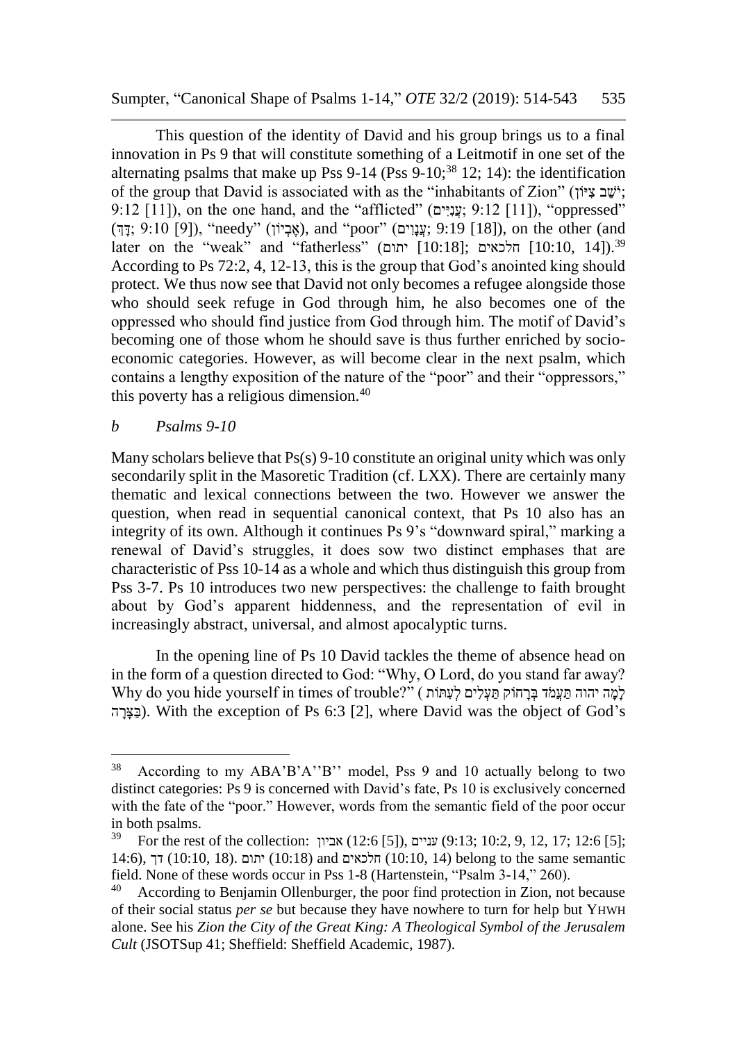This question of the identity of David and his group brings us to a final innovation in Ps 9 that will constitute something of a Leitmotif in one set of the alternating psalms that make up Pss 9-14 (Pss 9-10;[38] 12; 14): the identification of the group that David is associated with as the "inhabitants of Zion" (יֹשֵׁב צִיּוֹן; 9:12 [11]), on the one hand, and the "afflicted" (עֲנָיִּים; 9:12 [11]), "oppressed" (דָּךְ; 9:10 [9]), "needy" (אֶבְיוֹן), and "poor" (עֲנָוִים; 9:19 [18]), on the other (and later on the "weak" and "fatherless" (יתום [10:18]; חלכאים [10:10, 14]).[39] According to Ps 72:2, 4, 12-13, this is the group that God's anointed king should protect. We thus now see that David not only becomes a refugee alongside those who should seek refuge in God through him, he also becomes one of the oppressed who should find justice from God through him. The motif of David's becoming one of those whom he should save is thus further enriched by socio-economic categories. However, as will become clear in the next psalm, which contains a lengthy exposition of the nature of the "poor" and their "oppressors," this poverty has a religious dimension.[40]

### *b Psalms 9-10*

Many scholars believe that Ps(s) 9-10 constitute an original unity which was only secondarily split in the Masoretic Tradition (cf. LXX). There are certainly many thematic and lexical connections between the two. However we answer the question, when read in sequential canonical context, that Ps 10 also has an integrity of its own. Although it continues Ps 9's "downward spiral," marking a renewal of David's struggles, it does sow two distinct emphases that are characteristic of Pss 10-14 as a whole and which thus distinguish this group from Pss 3-7. Ps 10 introduces two new perspectives: the challenge to faith brought about by God's apparent hiddenness, and the representation of evil in increasingly abstract, universal, and almost apocalyptic turns.

In the opening line of Ps 10 David tackles the theme of absence head on in the form of a question directed to God: "Why, O Lord, do you stand far away? Why do you hide yourself in times of trouble?" (לָמָה יהוה תַּעֲמֹד בְּרָחוֹק תַּעְלִים לְעִתּוֹת בַּצָּרָה). With the exception of Ps 6:3 [2], where David was the object of God's

---

[38] According to my ABA'B'A''B'' model, Pss 9 and 10 actually belong to two distinct categories: Ps 9 is concerned with David's fate, Ps 10 is exclusively concerned with the fate of the "poor." However, words from the semantic field of the poor occur in both psalms.

[39] For the rest of the collection: אביון (12:6 [5]), עניים (9:13; 10:2, 9, 12, 17; 12:6 [5]; 14:6), דך (10:10, 18). יתום (10:18) and חלכאים (10:10, 14) belong to the same semantic field. None of these words occur in Pss 1-8 (Hartenstein, "Psalm 3-14," 260).

[40] According to Benjamin Ollenburger, the poor find protection in Zion, not because of their social status *per se* but because they have nowhere to turn for help but YHWH alone. See his *Zion the City of the Great King: A Theological Symbol of the Jerusalem Cult* (JSOTSup 41; Sheffield: Sheffield Academic, 1987).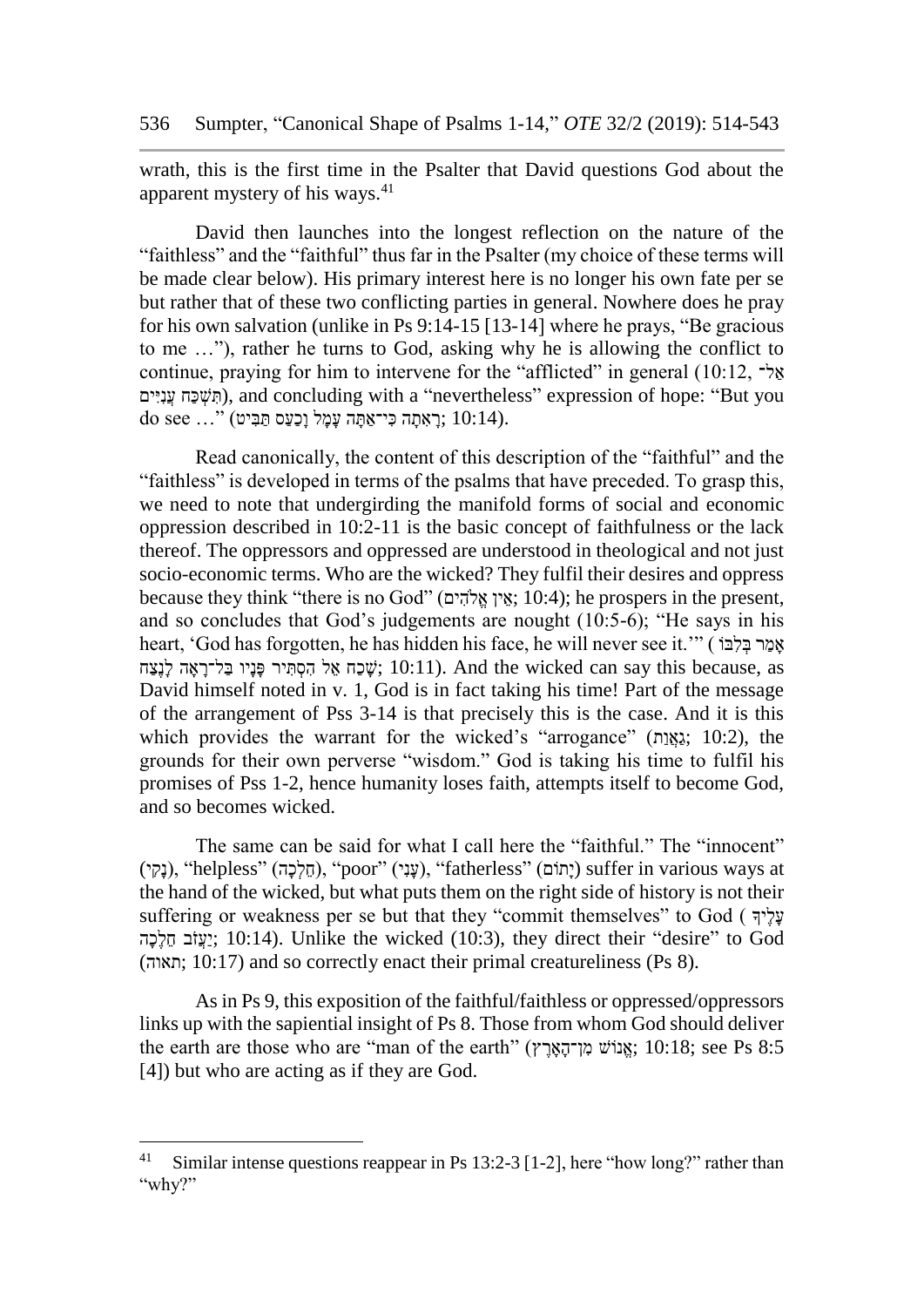wrath, this is the first time in the Psalter that David questions God about the apparent mystery of his ways.[41]

David then launches into the longest reflection on the nature of the "faithless" and the "faithful" thus far in the Psalter (my choice of these terms will be made clear below). His primary interest here is no longer his own fate per se but rather that of these two conflicting parties in general. Nowhere does he pray for his own salvation (unlike in Ps 9:14-15 [13-14] where he prays, "Be gracious to me …"), rather he turns to God, asking why he is allowing the conflict to continue, praying for him to intervene for the "afflicted" in general (10:12, אַל־תִּשְׁכַּח עֲנָיִים), and concluding with a "nevertheless" expression of hope: "But you do see …" (רָאִתָה כִּי־אַתָּה עָמָל וָכַעַס תַּבִּיט; 10:14).

Read canonically, the content of this description of the "faithful" and the "faithless" is developed in terms of the psalms that have preceded. To grasp this, we need to note that undergirding the manifold forms of social and economic oppression described in 10:2-11 is the basic concept of faithfulness or the lack thereof. The oppressors and oppressed are understood in theological and not just socio-economic terms. Who are the wicked? They fulfil their desires and oppress because they think "there is no God" (אֵין אֱלֹהִים; 10:4); he prospers in the present, and so concludes that God's judgements are nought (10:5-6); "He says in his heart, 'God has forgotten, he has hidden his face, he will never see it.'" (אָמַר בְּלִבּוֹ שָׁכַח אֵל הִסְתִּיר פָּנָיו בַּל־רָאָה לָנֶצַח; 10:11). And the wicked can say this because, as David himself noted in v. 1, God is in fact taking his time! Part of the message of the arrangement of Pss 3-14 is that precisely this is the case. And it is this which provides the warrant for the wicked's "arrogance" (גַאֲוַת; 10:2), the grounds for their own perverse "wisdom." God is taking his time to fulfil his promises of Pss 1-2, hence humanity loses faith, attempts itself to become God, and so becomes wicked.

The same can be said for what I call here the "faithful." The "innocent" (נָקִי), "helpless" (חֵלְכָה), "poor" (עָנִי), "fatherless" (יָתוֹם) suffer in various ways at the hand of the wicked, but what puts them on the right side of history is not their suffering or weakness per se but that they "commit themselves" to God (עָלֶיךָ יַעֲזֹב חֵלֶכָה; 10:14). Unlike the wicked (10:3), they direct their "desire" to God (תאוה; 10:17) and so correctly enact their primal creatureliness (Ps 8).

As in Ps 9, this exposition of the faithful/faithless or oppressed/oppressors links up with the sapiential insight of Ps 8. Those from whom God should deliver the earth are those who are "man of the earth" (אֱנוֹשׁ מִן־הָאָרֶץ; 10:18; see Ps 8:5 [4]) but who are acting as if they are God.

---

[41] Similar intense questions reappear in Ps 13:2-3 [1-2], here "how long?" rather than "why?"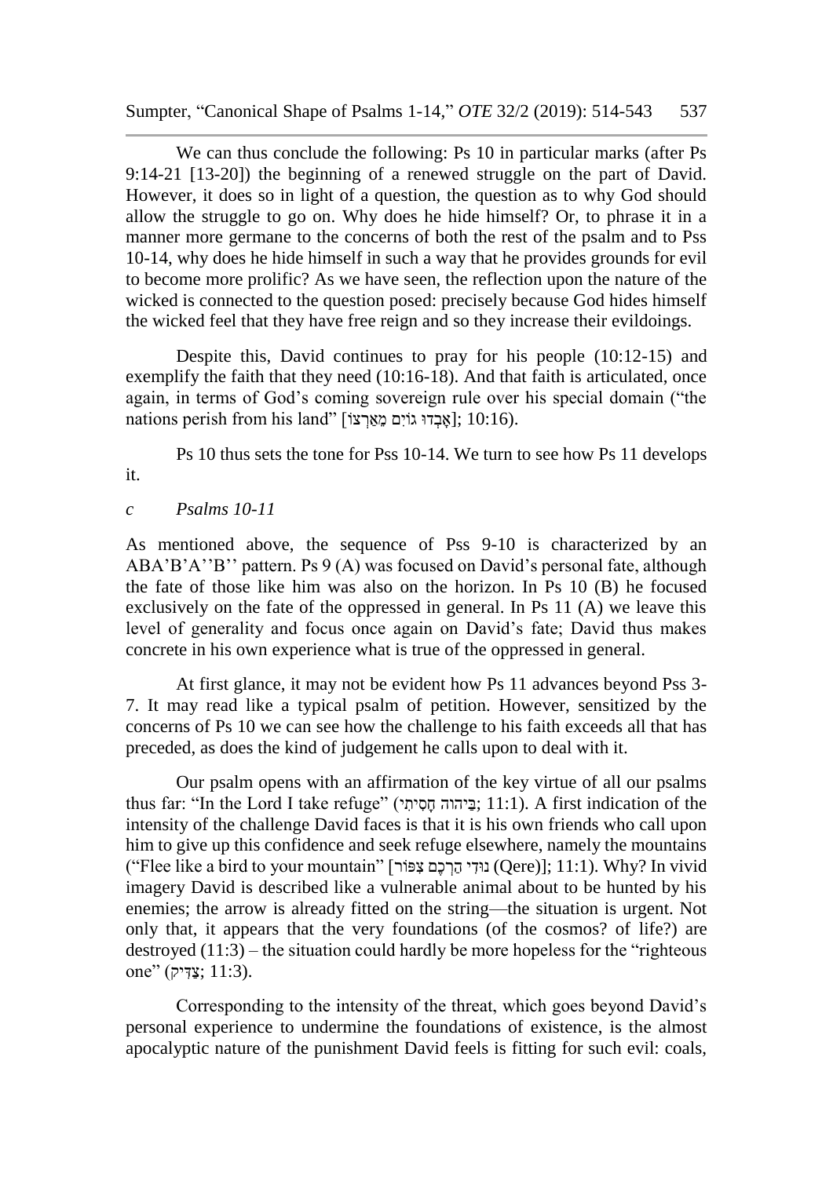We can thus conclude the following: Ps 10 in particular marks (after Ps 9:14-21 [13-20]) the beginning of a renewed struggle on the part of David. However, it does so in light of a question, the question as to why God should allow the struggle to go on. Why does he hide himself? Or, to phrase it in a manner more germane to the concerns of both the rest of the psalm and to Pss 10-14, why does he hide himself in such a way that he provides grounds for evil to become more prolific? As we have seen, the reflection upon the nature of the wicked is connected to the question posed: precisely because God hides himself the wicked feel that they have free reign and so they increase their evildoings.

Despite this, David continues to pray for his people (10:12-15) and exemplify the faith that they need (10:16-18). And that faith is articulated, once again, in terms of God's coming sovereign rule over his special domain ("the nations perish from his land" [אָבְדוּ גוֹיִם מֵאַרְצוֹ; 10:16).

Ps 10 thus sets the tone for Pss 10-14. We turn to see how Ps 11 develops it.

### *c Psalms 10-11*

As mentioned above, the sequence of Pss 9-10 is characterized by an ABA'B'A''B'' pattern. Ps 9 (A) was focused on David's personal fate, although the fate of those like him was also on the horizon. In Ps 10 (B) he focused exclusively on the fate of the oppressed in general. In Ps 11 (A) we leave this level of generality and focus once again on David's fate; David thus makes concrete in his own experience what is true of the oppressed in general.

At first glance, it may not be evident how Ps 11 advances beyond Pss 3-7. It may read like a typical psalm of petition. However, sensitized by the concerns of Ps 10 we can see how the challenge to his faith exceeds all that has preceded, as does the kind of judgement he calls upon to deal with it.

Our psalm opens with an affirmation of the key virtue of all our psalms thus far: "In the Lord I take refuge" (בַּיהוה חָסִיתִי; 11:1). A first indication of the intensity of the challenge David faces is that it is his own friends who call upon him to give up this confidence and seek refuge elsewhere, namely the mountains ("Flee like a bird to your mountain" [נוּדִי הַרְכֶם צִפּוֹר (Qere)]; 11:1). Why? In vivid imagery David is described like a vulnerable animal about to be hunted by his enemies; the arrow is already fitted on the string—the situation is urgent. Not only that, it appears that the very foundations (of the cosmos? of life?) are destroyed (11:3) – the situation could hardly be more hopeless for the "righteous one" (צַדִּיק; 11:3).

Corresponding to the intensity of the threat, which goes beyond David's personal experience to undermine the foundations of existence, is the almost apocalyptic nature of the punishment David feels is fitting for such evil: coals,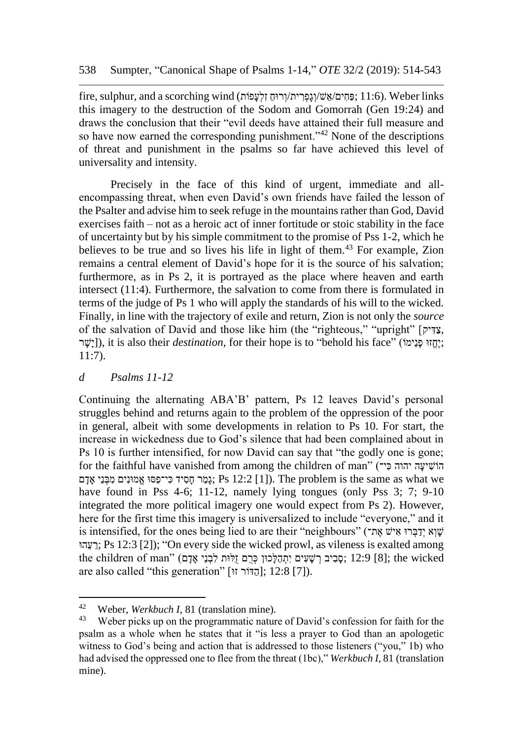fire, sulphur, and a scorching wind (פַּחִים/אֵשׁ/וְגָפְרִית/וְרוּחַ זִלְעָפוֹת; 11:6). Weber links this imagery to the destruction of the Sodom and Gomorrah (Gen 19:24) and draws the conclusion that their "evil deeds have attained their full measure and so have now earned the corresponding punishment."[42] None of the descriptions of threat and punishment in the psalms so far have achieved this level of universality and intensity.

Precisely in the face of this kind of urgent, immediate and all-encompassing threat, when even David's own friends have failed the lesson of the Psalter and advise him to seek refuge in the mountains rather than God, David exercises faith – not as a heroic act of inner fortitude or stoic stability in the face of uncertainty but by his simple commitment to the promise of Pss 1-2, which he believes to be true and so lives his life in light of them.[43] For example, Zion remains a central element of David's hope for it is the source of his salvation; furthermore, as in Ps 2, it is portrayed as the place where heaven and earth intersect (11:4). Furthermore, the salvation to come from there is formulated in terms of the judge of Ps 1 who will apply the standards of his will to the wicked. Finally, in line with the trajectory of exile and return, Zion is not only the *source* of the salvation of David and those like him (the "righteous," "upright" [צַדִּיק, יָשָׁר]), it is also their *destination*, for their hope is to "behold his face" (יֶחֱזוּ פָנֵימוֹ; 11:7).

### *d Psalms 11-12*

Continuing the alternating ABA'B' pattern, Ps 12 leaves David's personal struggles behind and returns again to the problem of the oppression of the poor in general, albeit with some developments in relation to Ps 10. For start, the increase in wickedness due to God's silence that had been complained about in Ps 10 is further intensified, for now David can say that "the godly one is gone; for the faithful have vanished from among the children of man" (הוֹשִׁיעָה יהוה כִּי־גָמַר חָסִיד כִּי־פַסּוּ אֱמוּנִים מִבְּנֵי אָדָם; Ps 12:2 [1]). The problem is the same as what we have found in Pss 4-6; 11-12, namely lying tongues (only Pss 3; 7; 9-10 integrated the more political imagery one would expect from Ps 2). However, here for the first time this imagery is universalized to include "everyone," and it is intensified, for the ones being lied to are their "neighbours" (שָׁוְא יְדַבְּרוּ אִישׁ אֶת־רֵעֵהוּ; Ps 12:3 [2]); "On every side the wicked prowl, as vileness is exalted among the children of man" (סָבִיב רְשָׁעִים יִתְהַלָּכוּן כְּרֻם זֻלּוּת לִבְנֵי אָדָם; 12:9 [8]; the wicked are also called "this generation" [הַדּוֹר זוּ]; 12:8 [7]).

---

[42] Weber, *Werkbuch I*, 81 (translation mine).

[43] Weber picks up on the programmatic nature of David's confession for faith for the psalm as a whole when he states that it "is less a prayer to God than an apologetic witness to God's being and action that is addressed to those listeners ("you," 1b) who had advised the oppressed one to flee from the threat (1bc)," *Werkbuch I*, 81 (translation mine).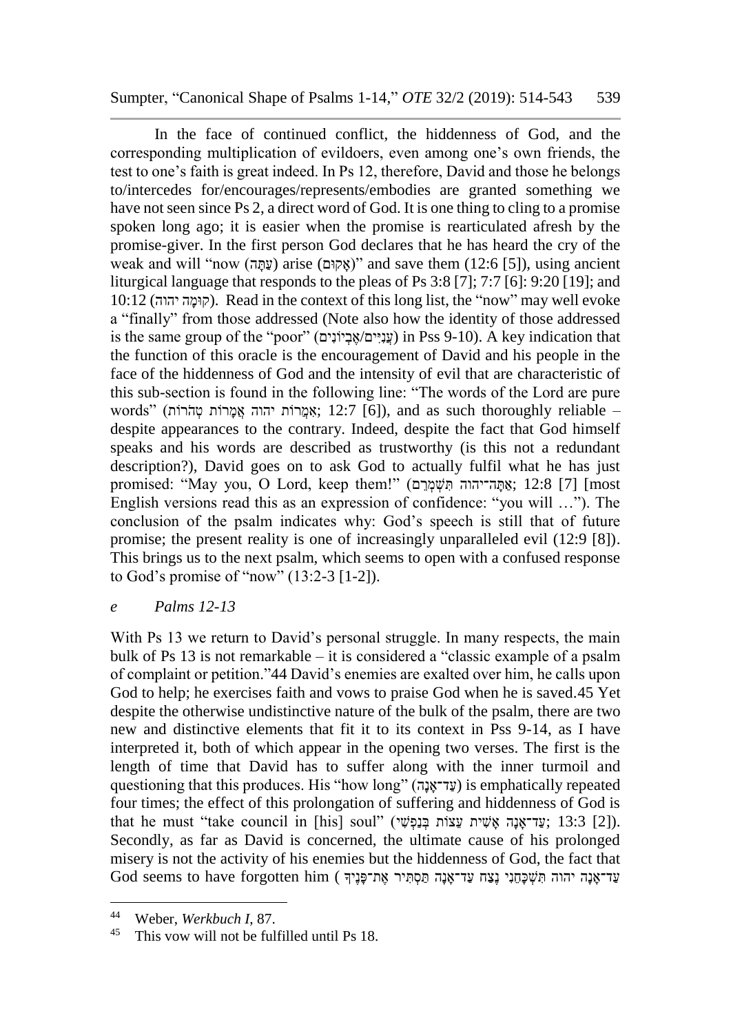In the face of continued conflict, the hiddenness of God, and the corresponding multiplication of evildoers, even among one's own friends, the test to one's faith is great indeed. In Ps 12, therefore, David and those he belongs to/intercedes for/encourages/represents/embodies are granted something we have not seen since Ps 2, a direct word of God. It is one thing to cling to a promise spoken long ago; it is easier when the promise is rearticulated afresh by the promise-giver. In the first person God declares that he has heard the cry of the weak and will "now (עַתָּה) arise (אָקוּם)" and save them (12:6 [5]), using ancient liturgical language that responds to the pleas of Ps 3:8 [7]; 7:7 [6]: 9:20 [19]; and 10:12 (קוּמָה יהוה). Read in the context of this long list, the "now" may well evoke a "finally" from those addressed (Note also how the identity of those addressed is the same group of the "poor" (עֲנִיִּים/אֶבְיוֹנִים) in Pss 9-10). A key indication that the function of this oracle is the encouragement of David and his people in the face of the hiddenness of God and the intensity of evil that are characteristic of this sub-section is found in the following line: "The words of the Lord are pure words" (אִמְרוֹת יהוה אֲמָרוֹת טְהֹרוֹת; 12:7 [6]), and as such thoroughly reliable – despite appearances to the contrary. Indeed, despite the fact that God himself speaks and his words are described as trustworthy (is this not a redundant description?), David goes on to ask God to actually fulfil what he has just promised: "May you, O Lord, keep them!" (אַתָּה־יהוה תִּשְׁמְרֵם; 12:8 [7] [most English versions read this as an expression of confidence: "you will …"). The conclusion of the psalm indicates why: God's speech is still that of future promise; the present reality is one of increasingly unparalleled evil (12:9 [8]). This brings us to the next psalm, which seems to open with a confused response to God's promise of "now" (13:2-3 [1-2]).

### *e Palms 12-13*

With Ps 13 we return to David's personal struggle. In many respects, the main bulk of Ps 13 is not remarkable – it is considered a "classic example of a psalm of complaint or petition."[44] David's enemies are exalted over him, he calls upon God to help; he exercises faith and vows to praise God when he is saved.[45] Yet despite the otherwise undistinctive nature of the bulk of the psalm, there are two new and distinctive elements that fit it to its context in Pss 9-14, as I have interpreted it, both of which appear in the opening two verses. The first is the length of time that David has to suffer along with the inner turmoil and questioning that this produces. His "how long" (עַד־אָנָה) is emphatically repeated four times; the effect of this prolongation of suffering and hiddenness of God is that he must "take council in [his] soul" (עַד־אָנָה אָשִׁית עֵצוֹת בְּנַפְשִׁי; 13:3 [2]). Secondly, as far as David is concerned, the ultimate cause of his prolonged misery is not the activity of his enemies but the hiddenness of God, the fact that God seems to have forgotten him ( עַד־אָנָה יהוה תִּשְׁכָּחֵנִי נֶצַח עַד־אָנָה תַּסְתִּיר אֶת־פָּנֶיךָ

[44] Weber, *Werkbuch I*, 87.

[45] This vow will not be fulfilled until Ps 18.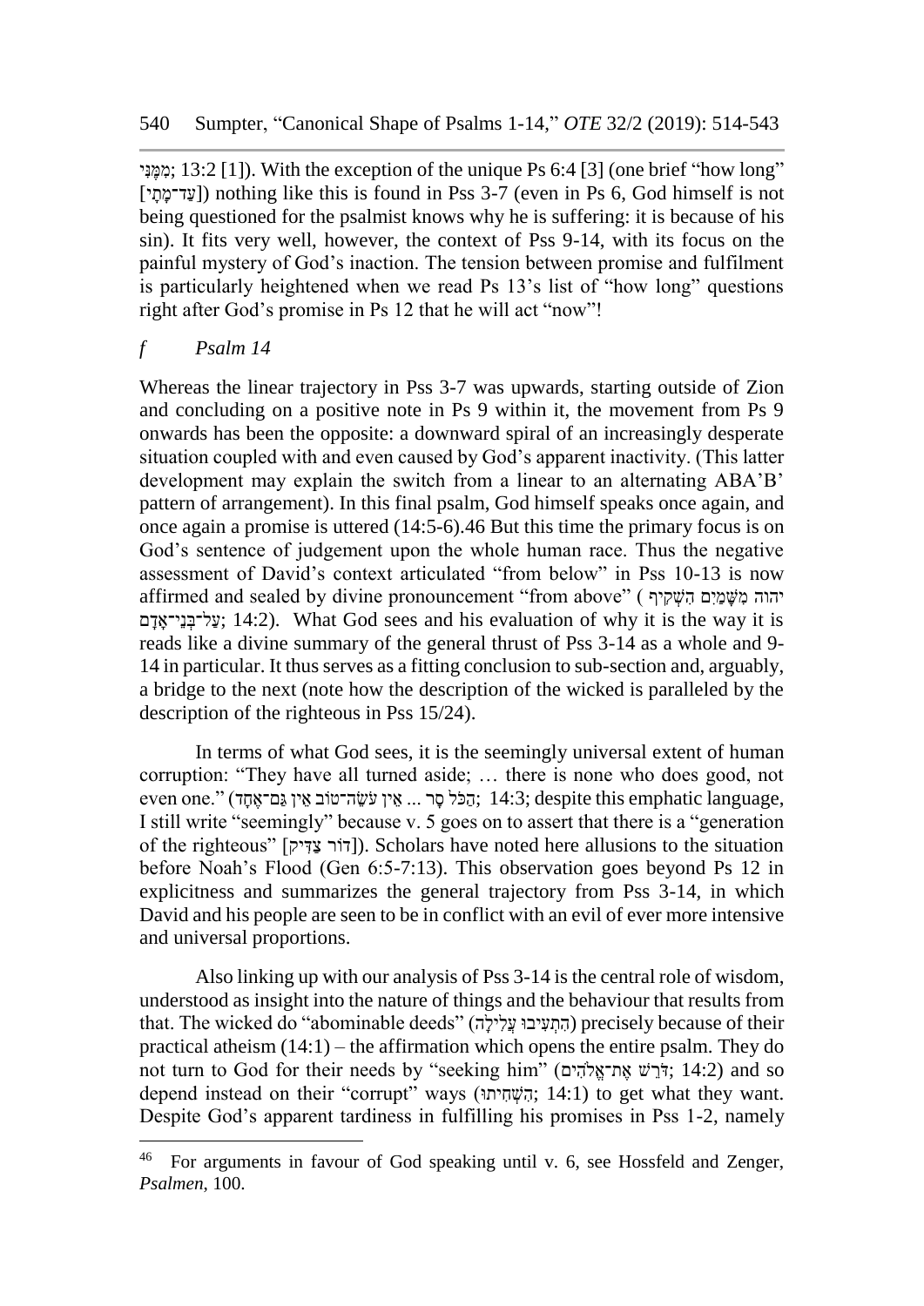מִמֶּנִּי; 13:2 [1]). With the exception of the unique Ps 6:4 [3] (one brief "how long" [עַד־מָתָי]) nothing like this is found in Pss 3-7 (even in Ps 6, God himself is not being questioned for the psalmist knows why he is suffering: it is because of his sin). It fits very well, however, the context of Pss 9-14, with its focus on the painful mystery of God's inaction. The tension between promise and fulfilment is particularly heightened when we read Ps 13's list of "how long" questions right after God's promise in Ps 12 that he will act "now"!

### *f Psalm 14*

Whereas the linear trajectory in Pss 3-7 was upwards, starting outside of Zion and concluding on a positive note in Ps 9 within it, the movement from Ps 9 onwards has been the opposite: a downward spiral of an increasingly desperate situation coupled with and even caused by God's apparent inactivity. (This latter development may explain the switch from a linear to an alternating ABA'B' pattern of arrangement). In this final psalm, God himself speaks once again, and once again a promise is uttered (14:5-6).[46] But this time the primary focus is on God's sentence of judgement upon the whole human race. Thus the negative assessment of David's context articulated "from below" in Pss 10-13 is now affirmed and sealed by divine pronouncement "from above" (יהוה מִשָּׁמַיִם הִשְׁקִיף עַל־בְּנֵי־אָדָם; 14:2). What God sees and his evaluation of why it is the way it is reads like a divine summary of the general thrust of Pss 3-14 as a whole and 9-14 in particular. It thus serves as a fitting conclusion to sub-section and, arguably, a bridge to the next (note how the description of the wicked is paralleled by the description of the righteous in Pss 15/24).

In terms of what God sees, it is the seemingly universal extent of human corruption: "They have all turned aside; … there is none who does good, not even one." (הַכֹּל סָר ... אֵין עֹשֵׂה־טוֹב אֵין גַּם־אֶחָד; 14:3; despite this emphatic language, I still write "seemingly" because v. 5 goes on to assert that there is a "generation of the righteous" [דוֹר צַדִּיק]). Scholars have noted here allusions to the situation before Noah's Flood (Gen 6:5-7:13). This observation goes beyond Ps 12 in explicitness and summarizes the general trajectory from Pss 3-14, in which David and his people are seen to be in conflict with an evil of ever more intensive and universal proportions.

Also linking up with our analysis of Pss 3-14 is the central role of wisdom, understood as insight into the nature of things and the behaviour that results from that. The wicked do "abominable deeds" (הִתְעִיבוּ עֲלִילָה) precisely because of their practical atheism (14:1) – the affirmation which opens the entire psalm. They do not turn to God for their needs by "seeking him" (דֹּרֵשׁ אֶת־אֱלֹהִים; 14:2) and so depend instead on their "corrupt" ways (הִשְׁחִיתוּ; 14:1) to get what they want. Despite God's apparent tardiness in fulfilling his promises in Pss 1-2, namely

---

[46] For arguments in favour of God speaking until v. 6, see Hossfeld and Zenger, *Psalmen*, 100.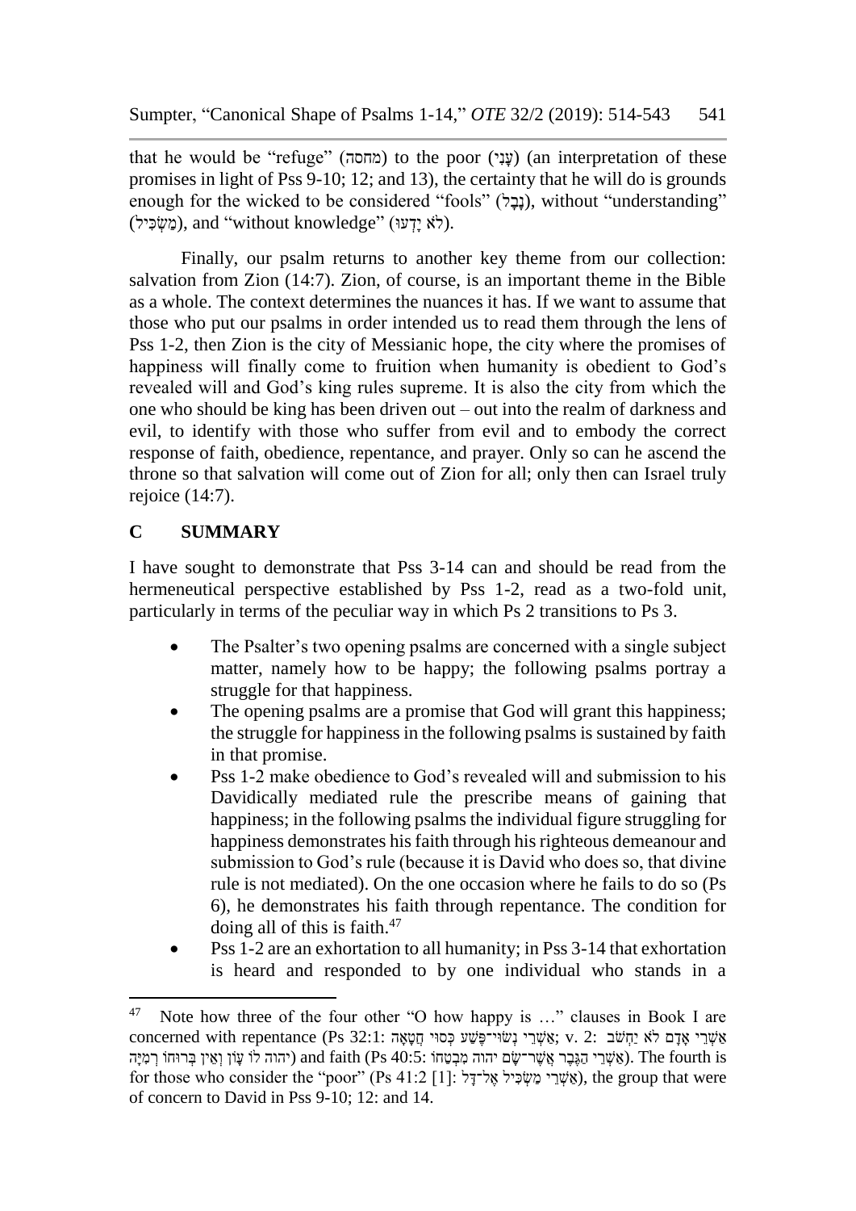that he would be "refuge" (מחסה) to the poor (עָנִי) (an interpretation of these promises in light of Pss 9-10; 12; and 13), the certainty that he will do is grounds enough for the wicked to be considered "fools" (נָבָל), without "understanding" (מַשְׂכִּיל), and "without knowledge" (לֹא יָדְעוּ).

Finally, our psalm returns to another key theme from our collection: salvation from Zion (14:7). Zion, of course, is an important theme in the Bible as a whole. The context determines the nuances it has. If we want to assume that those who put our psalms in order intended us to read them through the lens of Pss 1-2, then Zion is the city of Messianic hope, the city where the promises of happiness will finally come to fruition when humanity is obedient to God's revealed will and God's king rules supreme. It is also the city from which the one who should be king has been driven out – out into the realm of darkness and evil, to identify with those who suffer from evil and to embody the correct response of faith, obedience, repentance, and prayer. Only so can he ascend the throne so that salvation will come out of Zion for all; only then can Israel truly rejoice (14:7).

## C SUMMARY

I have sought to demonstrate that Pss 3-14 can and should be read from the hermeneutical perspective established by Pss 1-2, read as a two-fold unit, particularly in terms of the peculiar way in which Ps 2 transitions to Ps 3.

- The Psalter's two opening psalms are concerned with a single subject matter, namely how to be happy; the following psalms portray a struggle for that happiness.
- The opening psalms are a promise that God will grant this happiness; the struggle for happiness in the following psalms is sustained by faith in that promise.
- Pss 1-2 make obedience to God's revealed will and submission to his Davidically mediated rule the prescribe means of gaining that happiness; in the following psalms the individual figure struggling for happiness demonstrates his faith through his righteous demeanour and submission to God's rule (because it is David who does so, that divine rule is not mediated). On the one occasion where he fails to do so (Ps 6), he demonstrates his faith through repentance. The condition for doing all of this is faith.[47]
- Pss 1-2 are an exhortation to all humanity; in Pss 3-14 that exhortation is heard and responded to by one individual who stands in a

---

[47] Note how three of the four other "O how happy is …" clauses in Book I are concerned with repentance (Ps 32:1: אַשְׁרֵי נְשׂוּי־פֶּשַׁע כְּסוּי חֲטָאָה; v. 2: אַשְׁרֵי אָדָם לֹא יַחְשֹׁב יהוה לוֹ עָוֹן וְאֵין בְּרוּחוֹ רְמִיָּה) and faith (Ps 40:5: אַשְׁרֵי הַגֶּבֶר אֲשֶׁר־שָׂם יהוה מִבְטַחוֹ). The fourth is for those who consider the "poor" (Ps 41:2 [1]: אַשְׁרֵי מַשְׂכִּיל אֶל־דָּל), the group that were of concern to David in Pss 9-10; 12: and 14.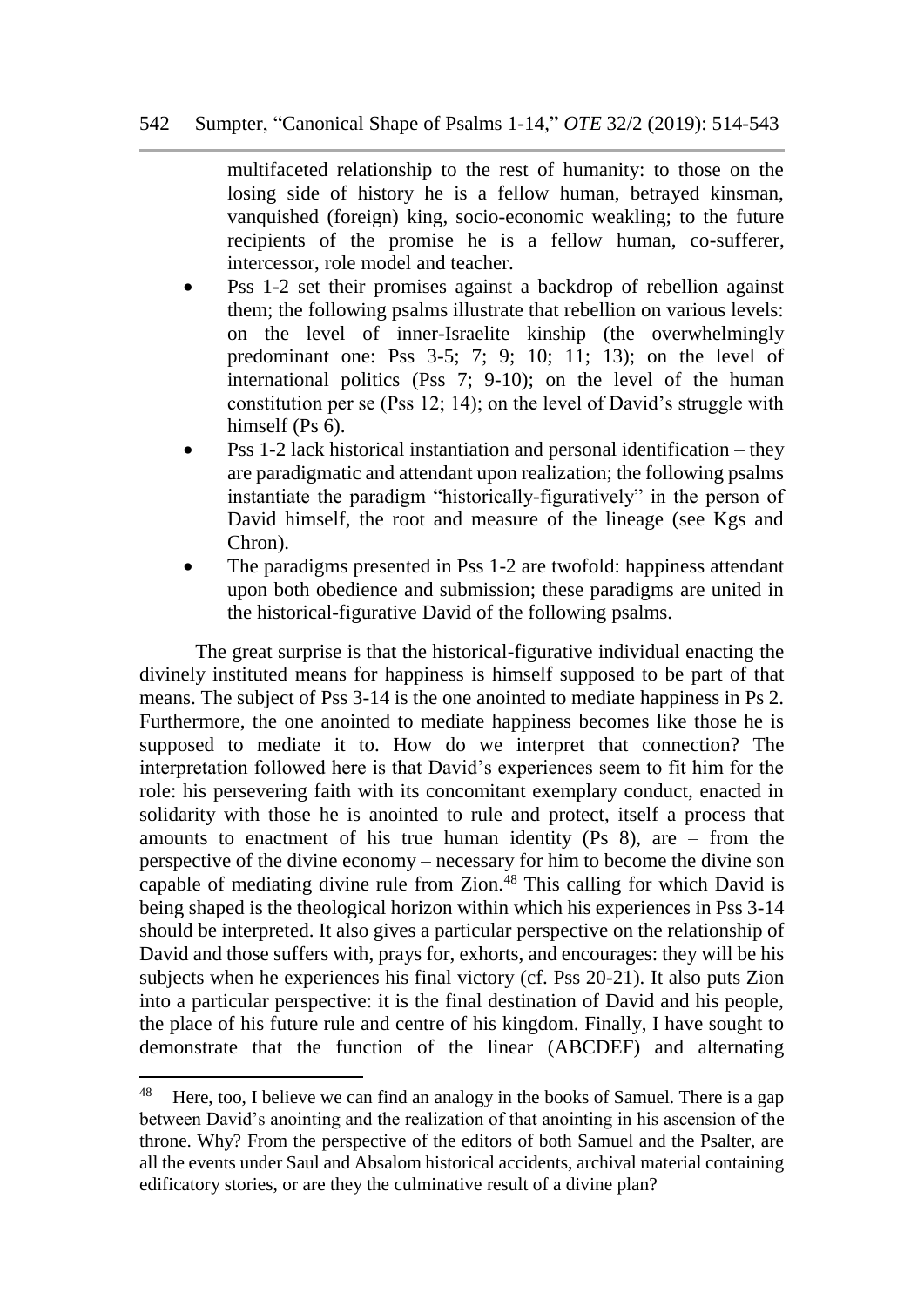multifaceted relationship to the rest of humanity: to those on the losing side of history he is a fellow human, betrayed kinsman, vanquished (foreign) king, socio-economic weakling; to the future recipients of the promise he is a fellow human, co-sufferer, intercessor, role model and teacher.

- Pss 1-2 set their promises against a backdrop of rebellion against them; the following psalms illustrate that rebellion on various levels: on the level of inner-Israelite kinship (the overwhelmingly predominant one: Pss 3-5; 7; 9; 10; 11; 13); on the level of international politics (Pss 7; 9-10); on the level of the human constitution per se (Pss 12; 14); on the level of David's struggle with himself (Ps 6).
- Pss 1-2 lack historical instantiation and personal identification – they are paradigmatic and attendant upon realization; the following psalms instantiate the paradigm "historically-figuratively" in the person of David himself, the root and measure of the lineage (see Kgs and Chron).
- The paradigms presented in Pss 1-2 are twofold: happiness attendant upon both obedience and submission; these paradigms are united in the historical-figurative David of the following psalms.

The great surprise is that the historical-figurative individual enacting the divinely instituted means for happiness is himself supposed to be part of that means. The subject of Pss 3-14 is the one anointed to mediate happiness in Ps 2. Furthermore, the one anointed to mediate happiness becomes like those he is supposed to mediate it to. How do we interpret that connection? The interpretation followed here is that David's experiences seem to fit him for the role: his persevering faith with its concomitant exemplary conduct, enacted in solidarity with those he is anointed to rule and protect, itself a process that amounts to enactment of his true human identity (Ps 8), are – from the perspective of the divine economy – necessary for him to become the divine son capable of mediating divine rule from Zion.[48] This calling for which David is being shaped is the theological horizon within which his experiences in Pss 3-14 should be interpreted. It also gives a particular perspective on the relationship of David and those suffers with, prays for, exhorts, and encourages: they will be his subjects when he experiences his final victory (cf. Pss 20-21). It also puts Zion into a particular perspective: it is the final destination of David and his people, the place of his future rule and centre of his kingdom. Finally, I have sought to demonstrate that the function of the linear (ABCDEF) and alternating

---

[48] Here, too, I believe we can find an analogy in the books of Samuel. There is a gap between David's anointing and the realization of that anointing in his ascension of the throne. Why? From the perspective of the editors of both Samuel and the Psalter, are all the events under Saul and Absalom historical accidents, archival material containing edificatory stories, or are they the culminative result of a divine plan?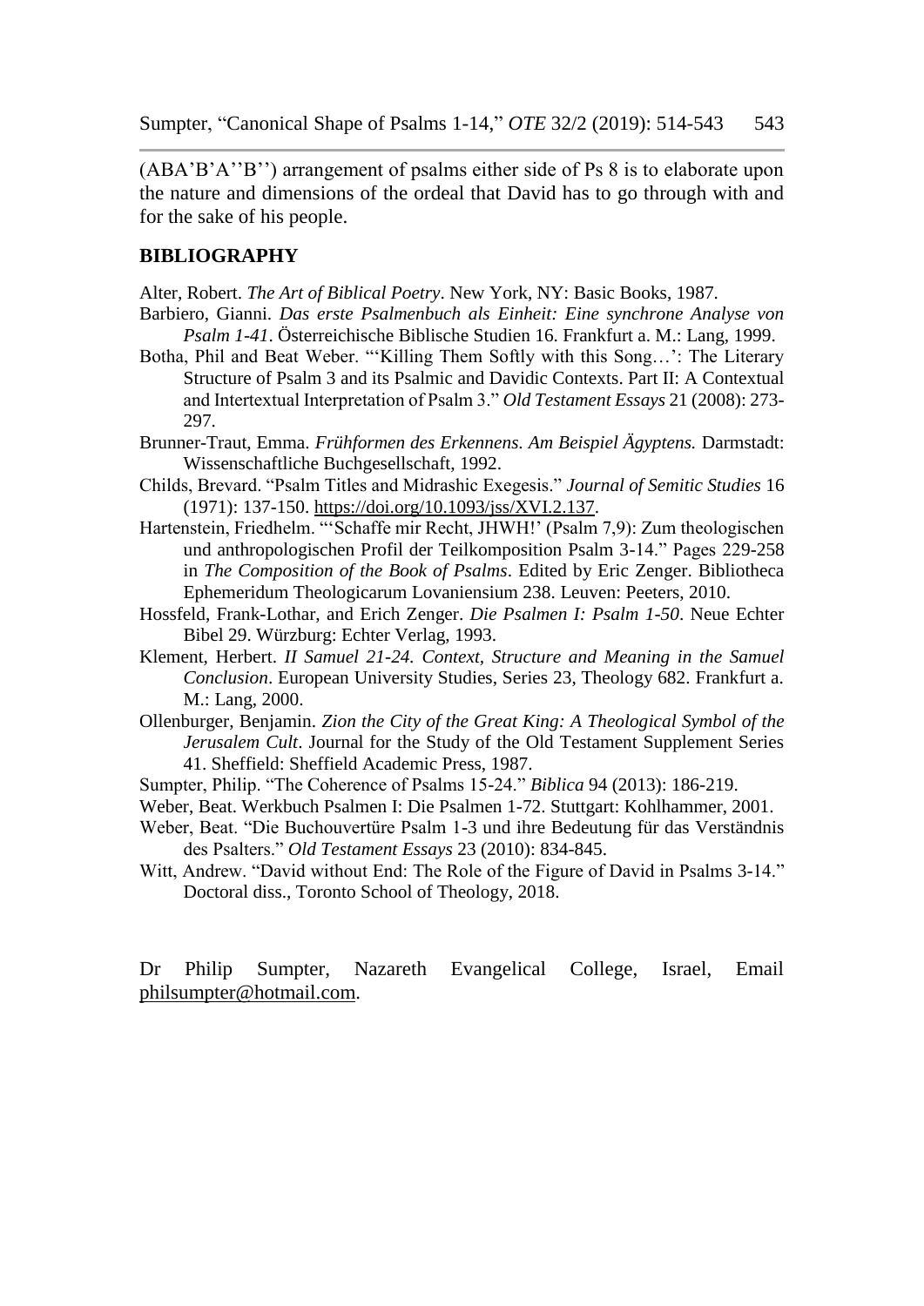(ABA'B'A''B'') arrangement of psalms either side of Ps 8 is to elaborate upon the nature and dimensions of the ordeal that David has to go through with and for the sake of his people.

## BIBLIOGRAPHY

Alter, Robert. *The Art of Biblical Poetry*. New York, NY: Basic Books, 1987.

Barbiero, Gianni. *Das erste Psalmenbuch als Einheit: Eine synchrone Analyse von Psalm 1-41*. Österreichische Biblische Studien 16. Frankfurt a. M.: Lang, 1999.

Botha, Phil and Beat Weber. "'Killing Them Softly with this Song…': The Literary Structure of Psalm 3 and its Psalmic and Davidic Contexts. Part II: A Contextual and Intertextual Interpretation of Psalm 3." *Old Testament Essays* 21 (2008): 273-297.

Brunner-Traut, Emma. *Frühformen des Erkennens. Am Beispiel Ägyptens.* Darmstadt: Wissenschaftliche Buchgesellschaft, 1992.

Childs, Brevard. "Psalm Titles and Midrashic Exegesis." *Journal of Semitic Studies* 16 (1971): 137-150. https://doi.org/10.1093/jss/XVI.2.137.

Hartenstein, Friedhelm. "'Schaffe mir Recht, JHWH!' (Psalm 7,9): Zum theologischen und anthropologischen Profil der Teilkomposition Psalm 3-14." Pages 229-258 in *The Composition of the Book of Psalms*. Edited by Eric Zenger. Bibliotheca Ephemeridum Theologicarum Lovaniensium 238. Leuven: Peeters, 2010.

Hossfeld, Frank-Lothar, and Erich Zenger. *Die Psalmen I: Psalm 1-50*. Neue Echter Bibel 29. Würzburg: Echter Verlag, 1993.

Klement, Herbert. *II Samuel 21-24. Context, Structure and Meaning in the Samuel Conclusion*. European University Studies, Series 23, Theology 682. Frankfurt a. M.: Lang, 2000.

Ollenburger, Benjamin. *Zion the City of the Great King: A Theological Symbol of the Jerusalem Cult*. Journal for the Study of the Old Testament Supplement Series 41. Sheffield: Sheffield Academic Press, 1987.

Sumpter, Philip. "The Coherence of Psalms 15-24." *Biblica* 94 (2013): 186-219.

Weber, Beat. Werkbuch Psalmen I: Die Psalmen 1-72. Stuttgart: Kohlhammer, 2001.

Weber, Beat. "Die Buchouvertüre Psalm 1-3 und ihre Bedeutung für das Verständnis des Psalters." *Old Testament Essays* 23 (2010): 834-845.

Witt, Andrew. "David without End: The Role of the Figure of David in Psalms 3-14." Doctoral diss., Toronto School of Theology, 2018.

Dr Philip Sumpter, Nazareth Evangelical College, Israel, Email philsumpter@hotmail.com.